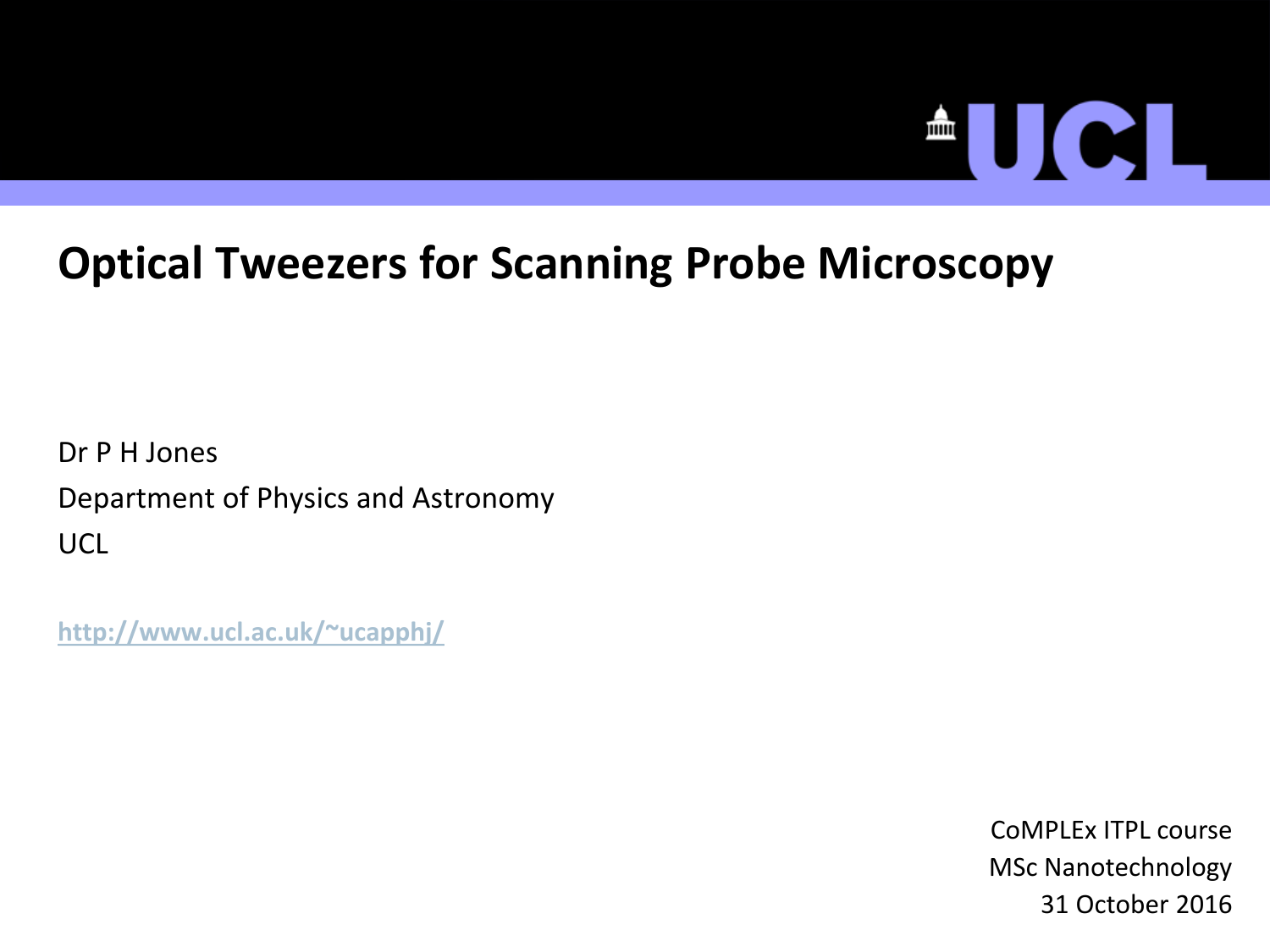# Optical Tweezers for Scanning Probe Microscopy

Dr P H Jones

Department of Physics and Astronomy

UCL

http://www.ucl.ac.uk/~ucapphj/

CoMPLEx ITPL course

MSc Nanotechnology

31 October 2016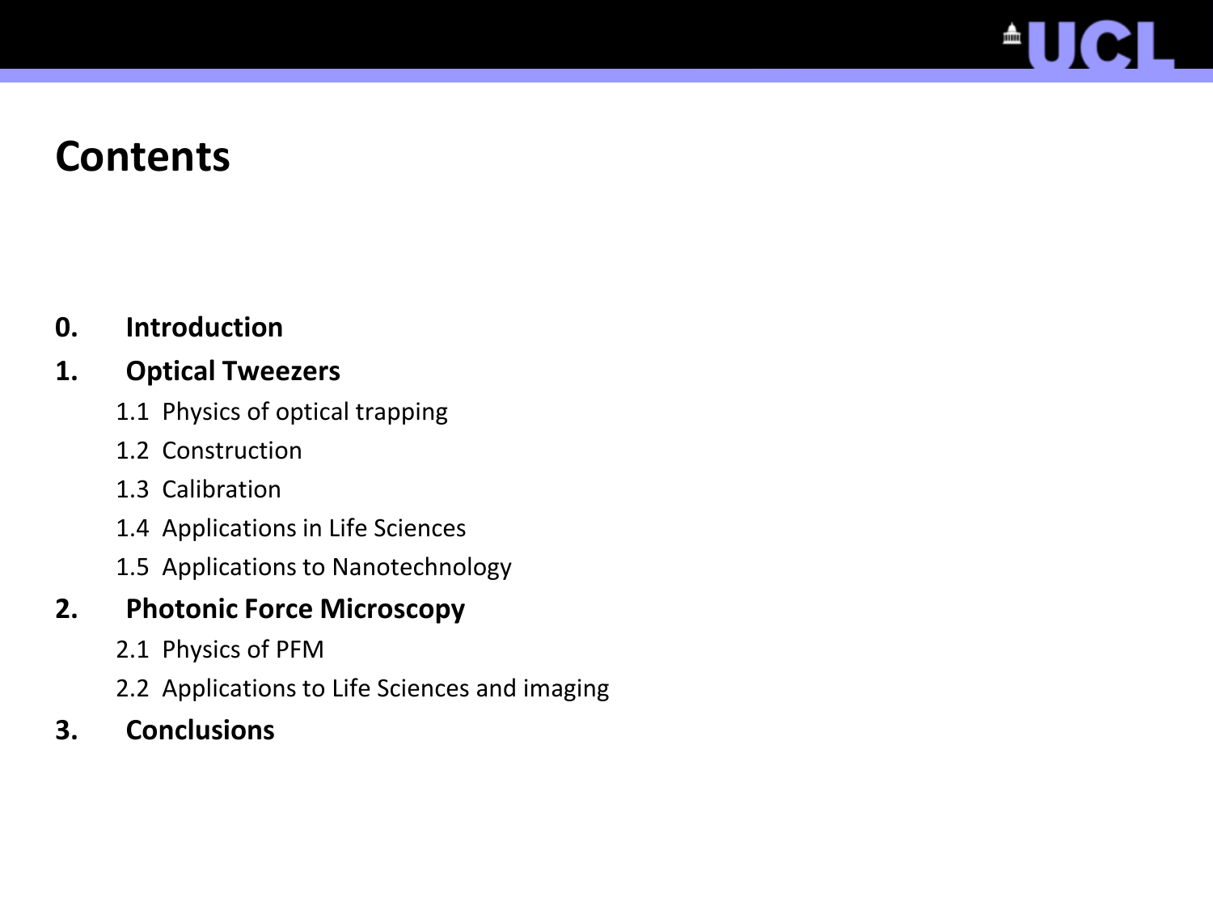# Contents

**0. Introduction**

**1. Optical Tweezers**

- 1.1 Physics of optical trapping
- 1.2 Construction
- 1.3 Calibration
- 1.4 Applications in Life Sciences
- 1.5 Applications to Nanotechnology

**2. Photonic Force Microscopy**

- 2.1 Physics of PFM
- 2.2 Applications to Life Sciences and imaging

**3. Conclusions**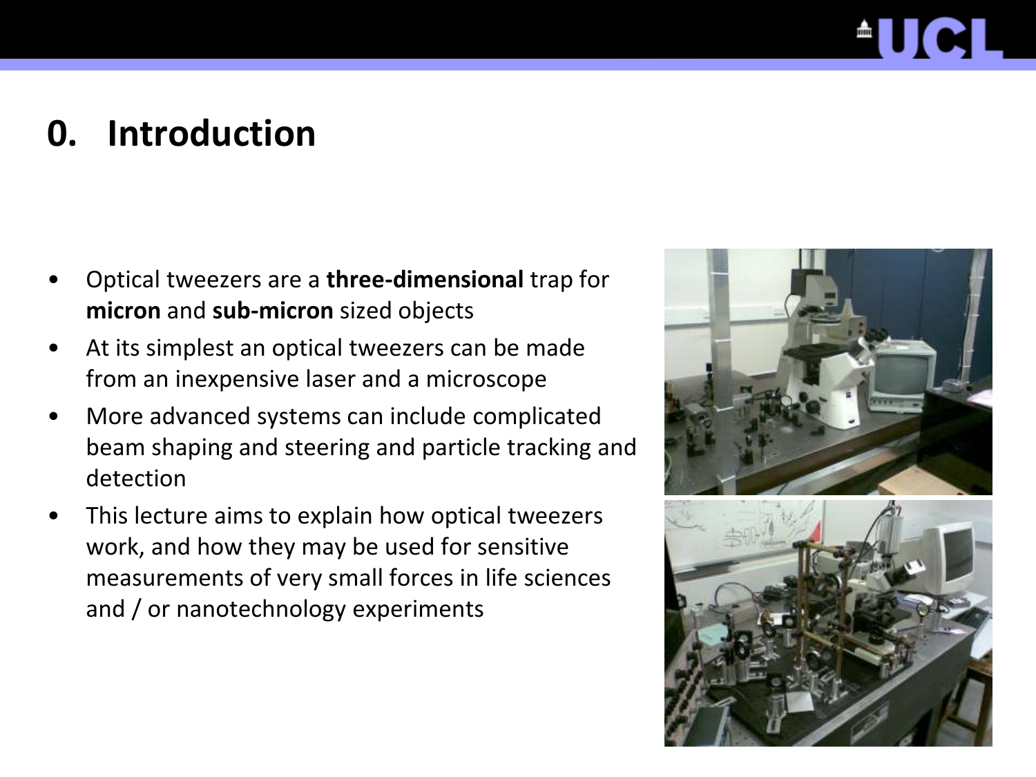# 0. Introduction

- Optical tweezers are a **three-dimensional** trap for **micron** and **sub-micron** sized objects
- At its simplest an optical tweezers can be made from an inexpensive laser and a microscope
- More advanced systems can include complicated beam shaping and steering and particle tracking and detection
- This lecture aims to explain how optical tweezers work, and how they may be used for sensitive measurements of very small forces in life sciences and / or nanotechnology experiments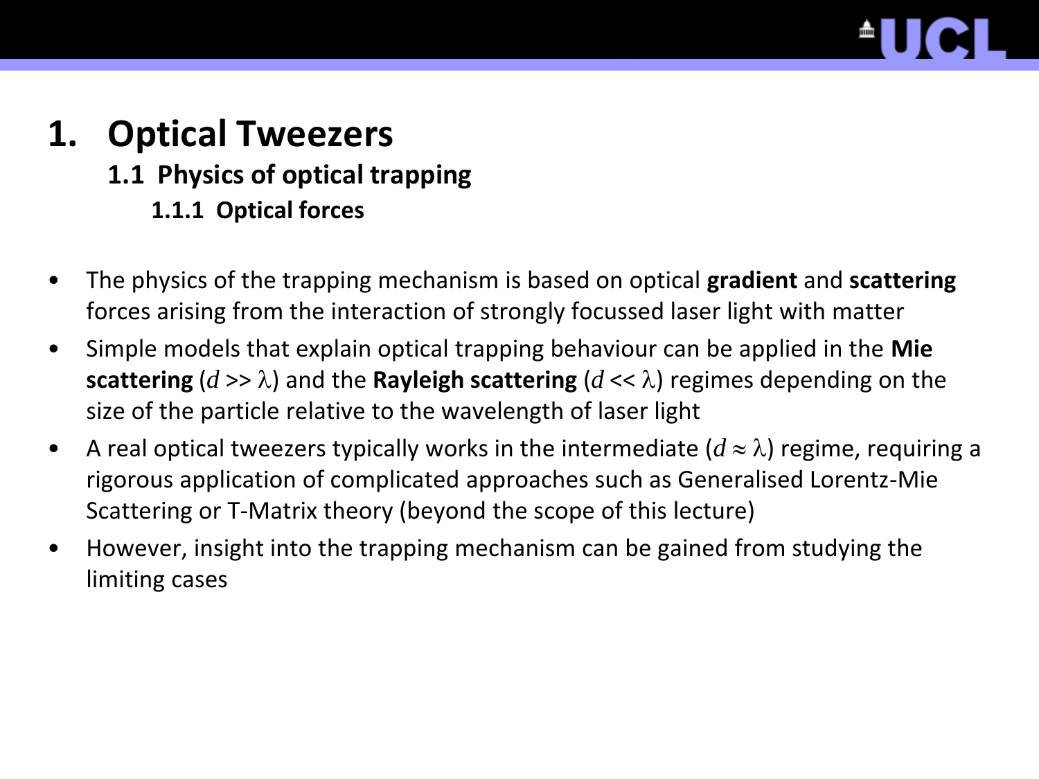# 1. Optical Tweezers

## 1.1 Physics of optical trapping

### 1.1.1 Optical forces

- The physics of the trapping mechanism is based on optical **gradient** and **scattering** forces arising from the interaction of strongly focussed laser light with matter
- Simple models that explain optical trapping behaviour can be applied in the **Mie scattering** ($d >> \lambda$) and the **Rayleigh scattering** ($d << \lambda$) regimes depending on the size of the particle relative to the wavelength of laser light
- A real optical tweezers typically works in the intermediate ($d \approx \lambda$) regime, requiring a rigorous application of complicated approaches such as Generalised Lorentz-Mie Scattering or T-Matrix theory (beyond the scope of this lecture)
- However, insight into the trapping mechanism can be gained from studying the limiting cases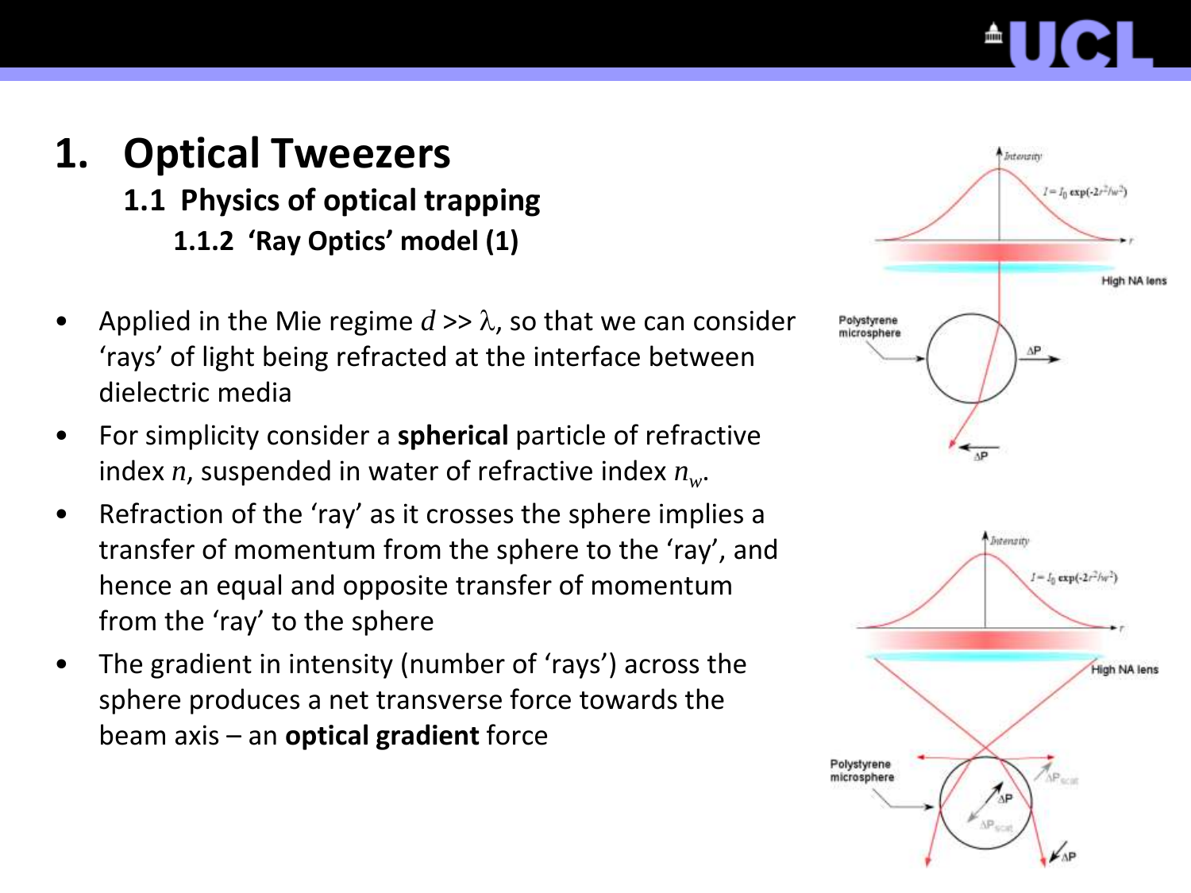# 1. Optical Tweezers

## 1.1 Physics of optical trapping

### 1.1.2 'Ray Optics' model (1)

- Applied in the Mie regime $d >> \lambda$, so that we can consider 'rays' of light being refracted at the interface between dielectric media
- For simplicity consider a **spherical** particle of refractive index $n$, suspended in water of refractive index $n_w$.
- Refraction of the 'ray' as it crosses the sphere implies a transfer of momentum from the sphere to the 'ray', and hence an equal and opposite transfer of momentum from the 'ray' to the sphere
- The gradient in intensity (number of 'rays') across the sphere produces a net transverse force towards the beam axis – an **optical gradient** force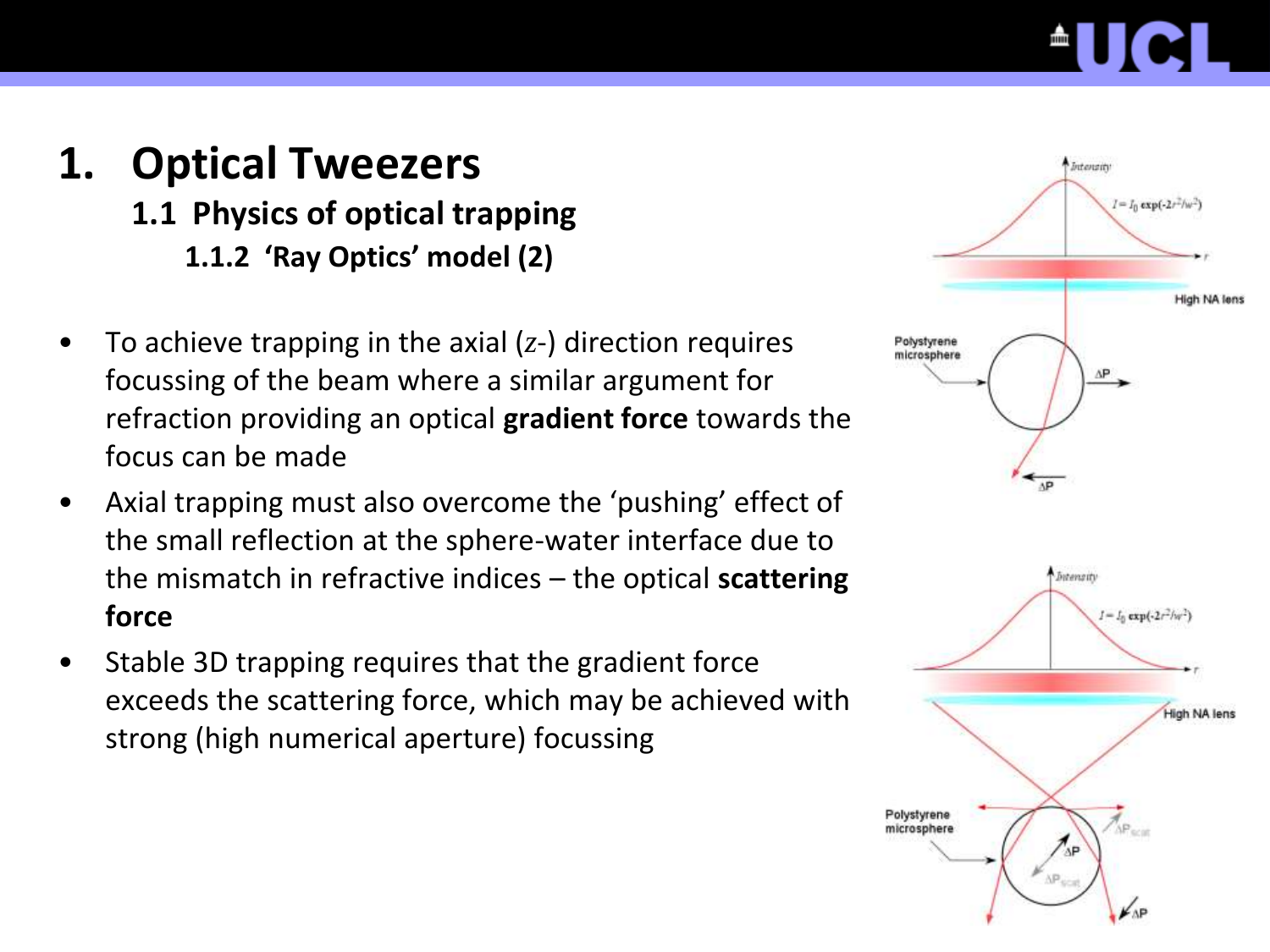# 1. Optical Tweezers

## 1.1 Physics of optical trapping

### 1.1.2 'Ray Optics' model (2)

- To achieve trapping in the axial ($z$-) direction requires focussing of the beam where a similar argument for refraction providing an optical **gradient force** towards the focus can be made
- Axial trapping must also overcome the 'pushing' effect of the small reflection at the sphere-water interface due to the mismatch in refractive indices – the optical **scattering force**
- Stable 3D trapping requires that the gradient force exceeds the scattering force, which may be achieved with strong (high numerical aperture) focussing

Intensity

$I = I_0 \exp(-2r^2/w^2)$

r

High NA lens

Polystyrene microsphere

ΔP

ΔP

Intensity

$I = I_0 \exp(-2r^2/w^2)$

r

High NA lens

Polystyrene microsphere

$\Delta P_{scat}$

ΔP

$\Delta P_{scat}$

ΔP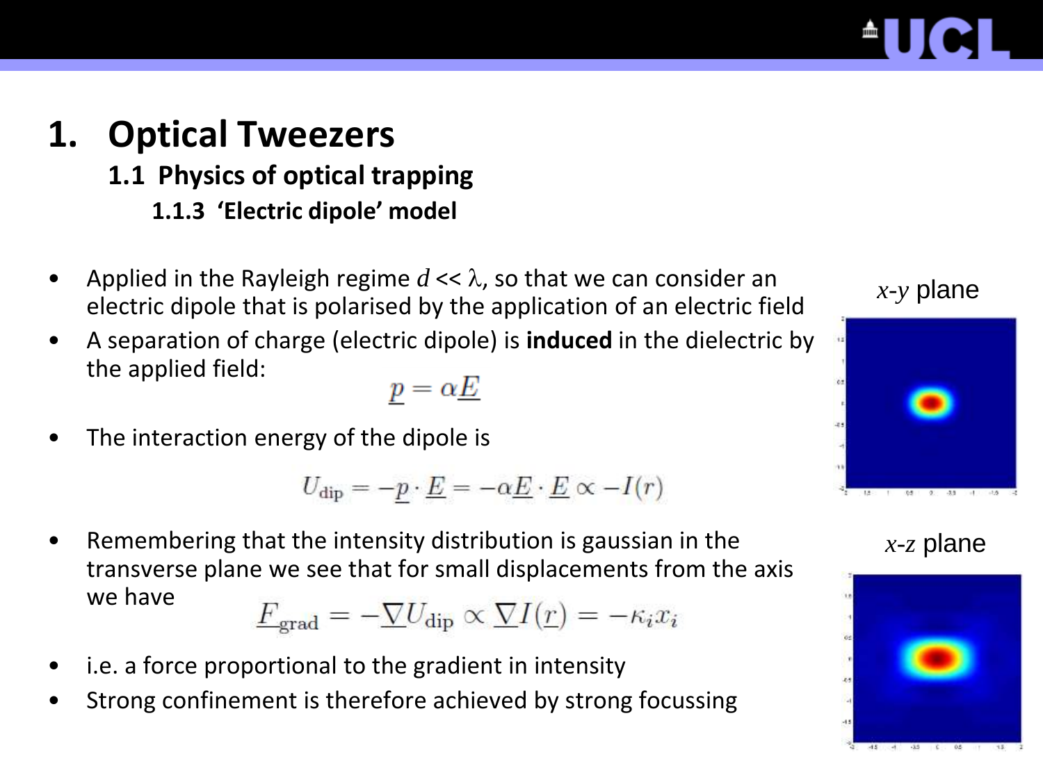# 1. Optical Tweezers

## 1.1 Physics of optical trapping

### 1.1.3 'Electric dipole' model

- Applied in the Rayleigh regime $d << \lambda$, so that we can consider an electric dipole that is polarised by the application of an electric field
- A separation of charge (electric dipole) is **induced** in the dielectric by the applied field:

$$\underline{p} = \alpha \underline{E}$$

- The interaction energy of the dipole is

$$U_{\text{dip}} = -\underline{p} \cdot \underline{E} = -\alpha \underline{E} \cdot \underline{E} \propto -I(r)$$

- Remembering that the intensity distribution is gaussian in the transverse plane we see that for small displacements from the axis we have

$$\underline{F}_{\text{grad}} = -\underline{\nabla} U_{\text{dip}} \propto \underline{\nabla} I(\underline{r}) = -\kappa_i x_i$$

- i.e. a force proportional to the gradient in intensity
- Strong confinement is therefore achieved by strong focussing

*x*-*y* plane

*x*-*z* plane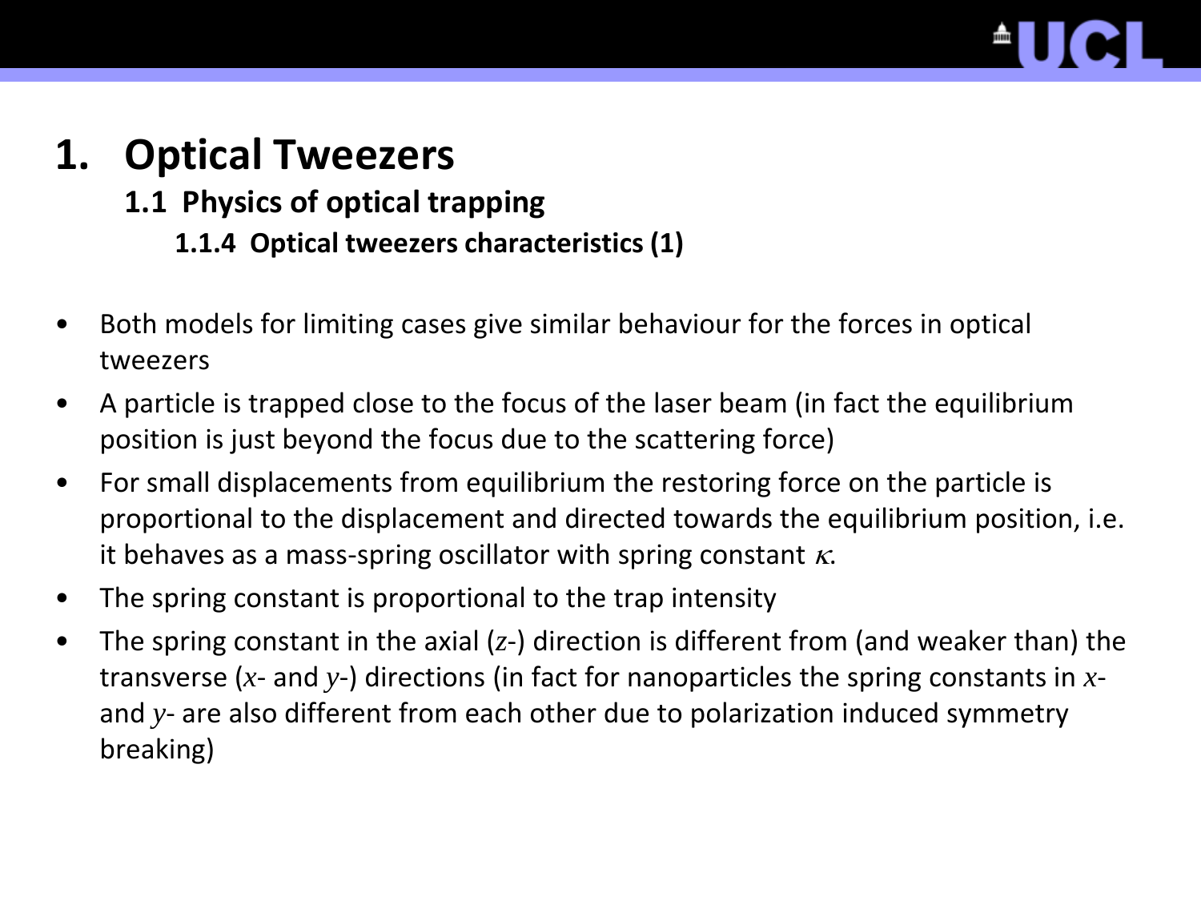# 1. Optical Tweezers

## 1.1 Physics of optical trapping

### 1.1.4 Optical tweezers characteristics (1)

- Both models for limiting cases give similar behaviour for the forces in optical tweezers
- A particle is trapped close to the focus of the laser beam (in fact the equilibrium position is just beyond the focus due to the scattering force)
- For small displacements from equilibrium the restoring force on the particle is proportional to the displacement and directed towards the equilibrium position, i.e. it behaves as a mass-spring oscillator with spring constant $\kappa$.
- The spring constant is proportional to the trap intensity
- The spring constant in the axial ($z$-) direction is different from (and weaker than) the transverse ($x$- and $y$-) directions (in fact for nanoparticles the spring constants in $x$- and $y$- are also different from each other due to polarization induced symmetry breaking)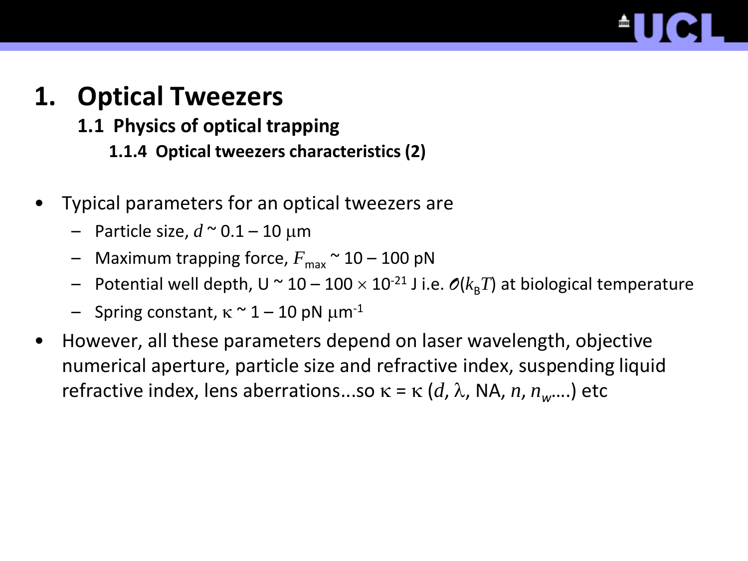# 1. Optical Tweezers

## 1.1 Physics of optical trapping

### 1.1.4 Optical tweezers characteristics (2)

- Typical parameters for an optical tweezers are
  - Particle size, $d \sim 0.1 - 10\ \mu\text{m}$
  - Maximum trapping force, $F_{\text{max}} \sim 10 - 100$ pN
  - Potential well depth, U ~ $10 - 100 \times 10^{-21}$ J i.e. $\mathcal{O}(k_B T)$ at biological temperature
  - Spring constant, $\kappa \sim 1 - 10$ pN $\mu\text{m}^{-1}$
- However, all these parameters depend on laser wavelength, objective numerical aperture, particle size and refractive index, suspending liquid refractive index, lens aberrations...so $\kappa = \kappa\,(d, \lambda, \text{NA}, n, n_w \ldots)$ etc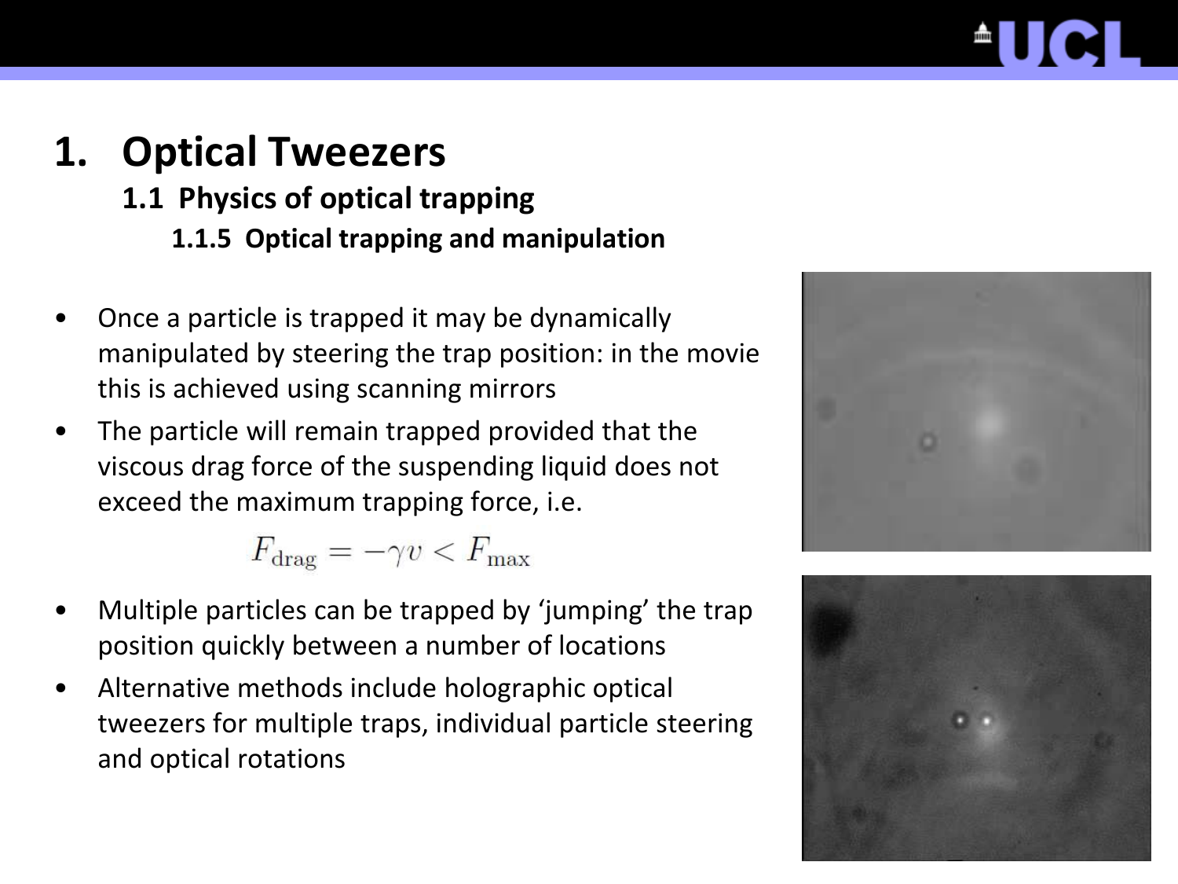# 1. Optical Tweezers

## 1.1 Physics of optical trapping

### 1.1.5 Optical trapping and manipulation

- Once a particle is trapped it may be dynamically manipulated by steering the trap position: in the movie this is achieved using scanning mirrors
- The particle will remain trapped provided that the viscous drag force of the suspending liquid does not exceed the maximum trapping force, i.e.

$$F_{\text{drag}} = -\gamma v < F_{\text{max}}$$

- Multiple particles can be trapped by 'jumping' the trap position quickly between a number of locations
- Alternative methods include holographic optical tweezers for multiple traps, individual particle steering and optical rotations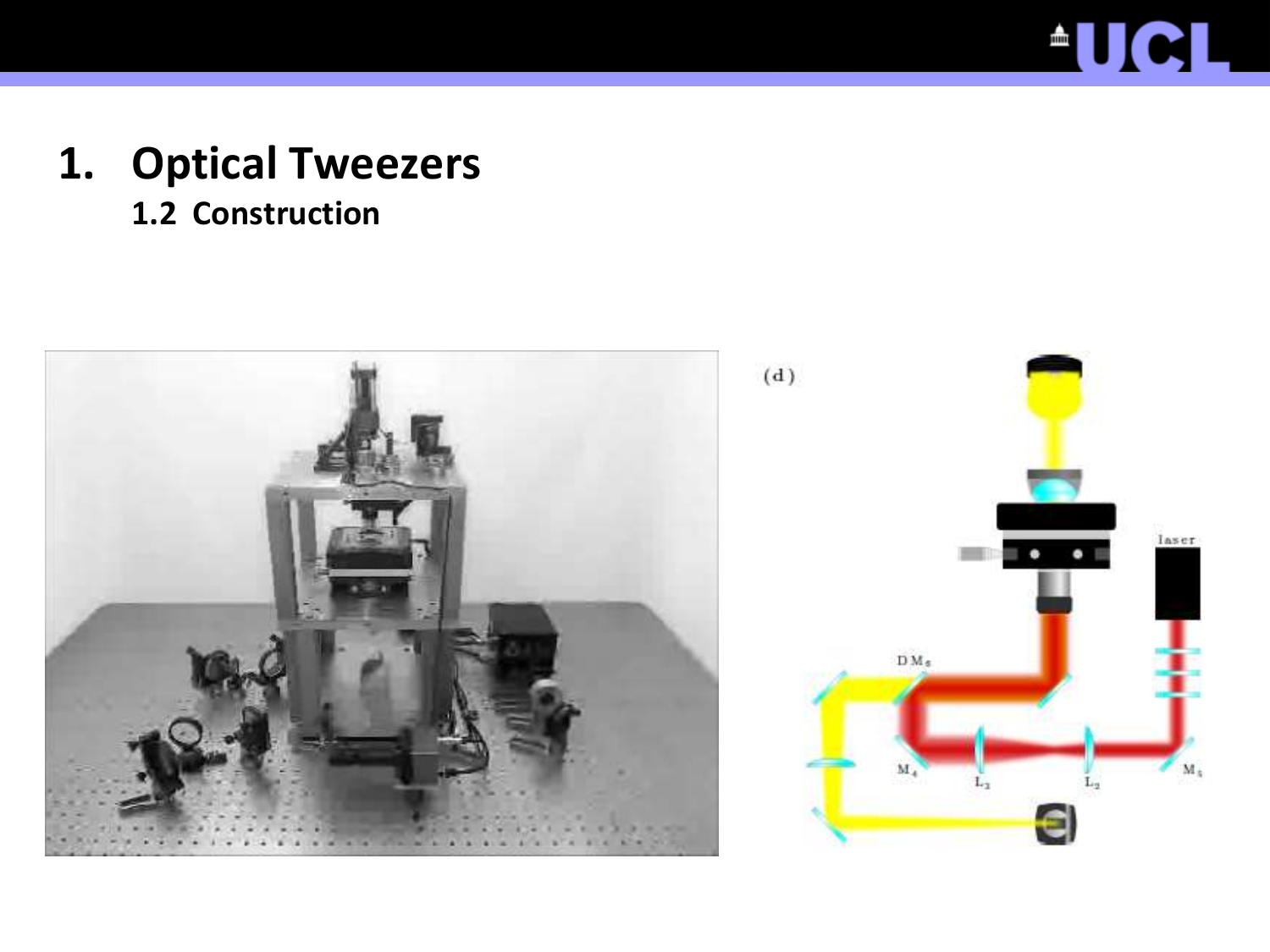# 1. Optical Tweezers

## 1.2 Construction

(d)

laser

$DM_6$

$M_4$

$L_3$

$L_2$

$M_1$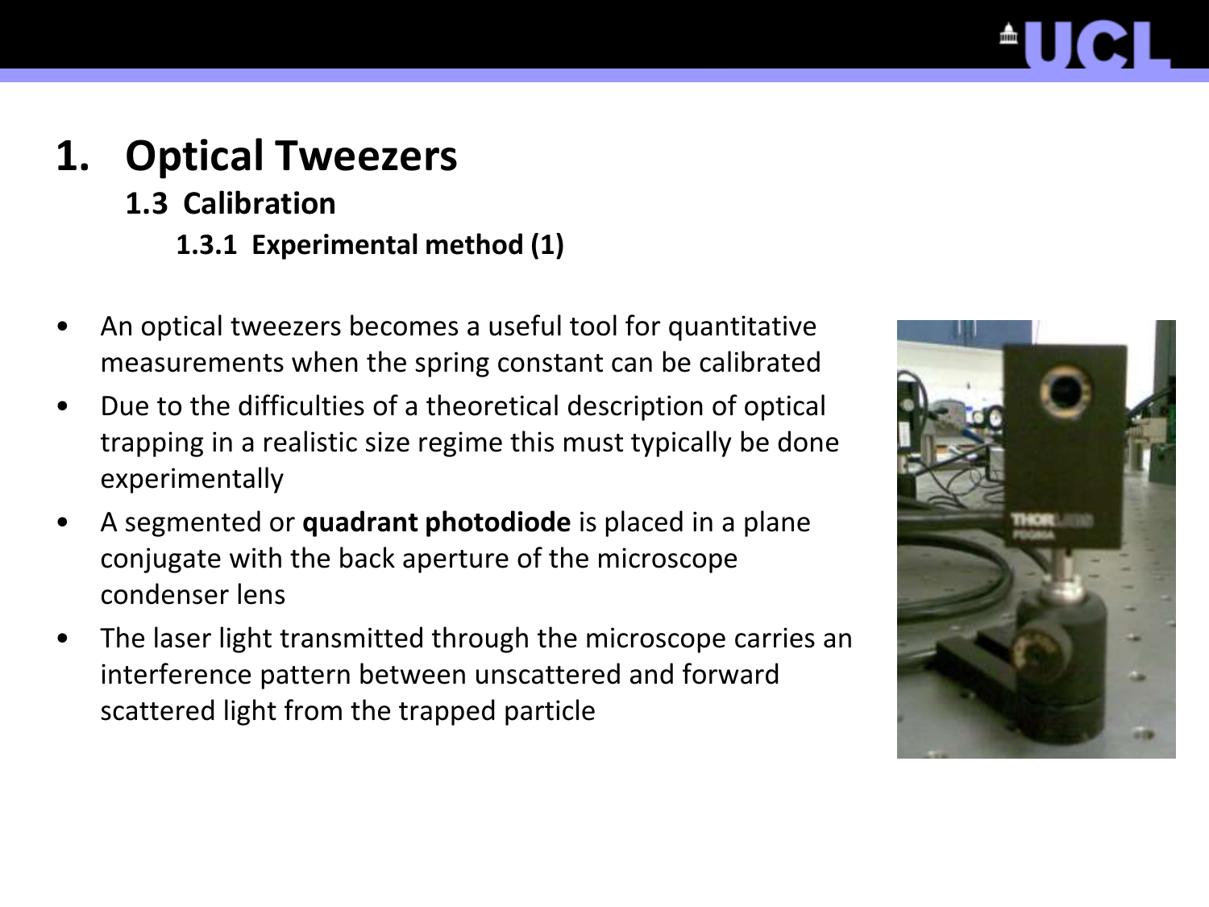# 1. Optical Tweezers

## 1.3 Calibration

### 1.3.1 Experimental method (1)

- An optical tweezers becomes a useful tool for quantitative measurements when the spring constant can be calibrated
- Due to the difficulties of a theoretical description of optical trapping in a realistic size regime this must typically be done experimentally
- A segmented or **quadrant photodiode** is placed in a plane conjugate with the back aperture of the microscope condenser lens
- The laser light transmitted through the microscope carries an interference pattern between unscattered and forward scattered light from the trapped particle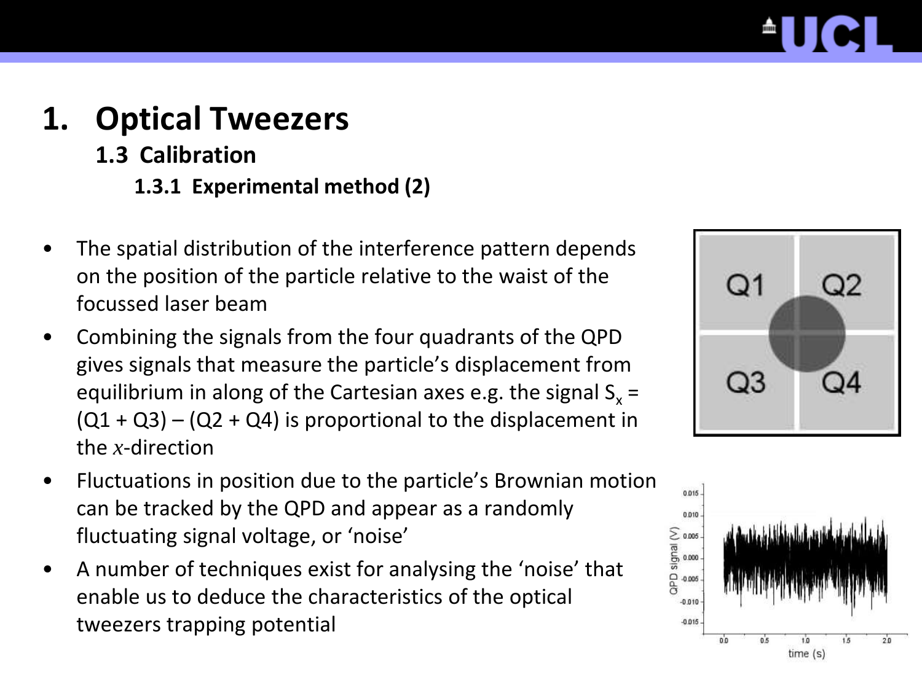# 1. Optical Tweezers

## 1.3 Calibration

### 1.3.1 Experimental method (2)

- The spatial distribution of the interference pattern depends on the position of the particle relative to the waist of the focussed laser beam
- Combining the signals from the four quadrants of the QPD gives signals that measure the particle's displacement from equilibrium in along of the Cartesian axes e.g. the signal $S_x = (Q1 + Q3) - (Q2 + Q4)$ is proportional to the displacement in the *x*-direction
- Fluctuations in position due to the particle's Brownian motion can be tracked by the QPD and appear as a randomly fluctuating signal voltage, or 'noise'
- A number of techniques exist for analysing the 'noise' that enable us to deduce the characteristics of the optical tweezers trapping potential

Q1
Q2
Q3
Q4

QPD signal (V)
0.015
0.010
0.005
0.000
-0.005
-0.010
-0.015
0.0
0.5
1.0
1.5
2.0
time (s)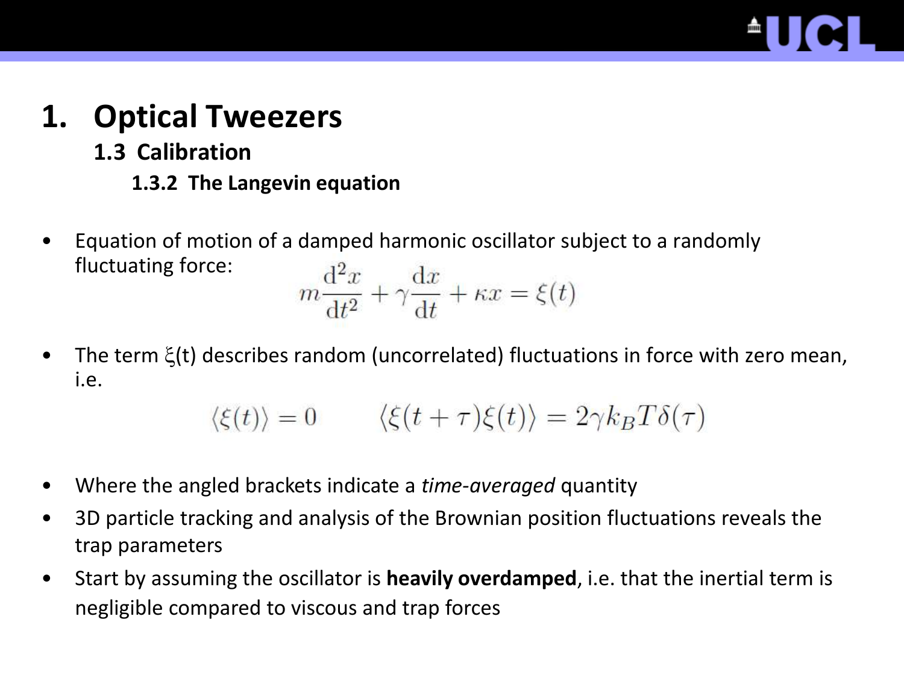# 1. Optical Tweezers

## 1.3 Calibration

### 1.3.2 The Langevin equation

- Equation of motion of a damped harmonic oscillator subject to a randomly fluctuating force:

$$m\frac{\mathrm{d}^2 x}{\mathrm{d}t^2} + \gamma\frac{\mathrm{d}x}{\mathrm{d}t} + \kappa x = \xi(t)$$

- The term $\xi(t)$ describes random (uncorrelated) fluctuations in force with zero mean, i.e.

$$\langle \xi(t) \rangle = 0 \qquad \langle \xi(t+\tau)\xi(t) \rangle = 2\gamma k_B T \delta(\tau)$$

- Where the angled brackets indicate a *time-averaged* quantity
- 3D particle tracking and analysis of the Brownian position fluctuations reveals the trap parameters
- Start by assuming the oscillator is **heavily overdamped**, i.e. that the inertial term is negligible compared to viscous and trap forces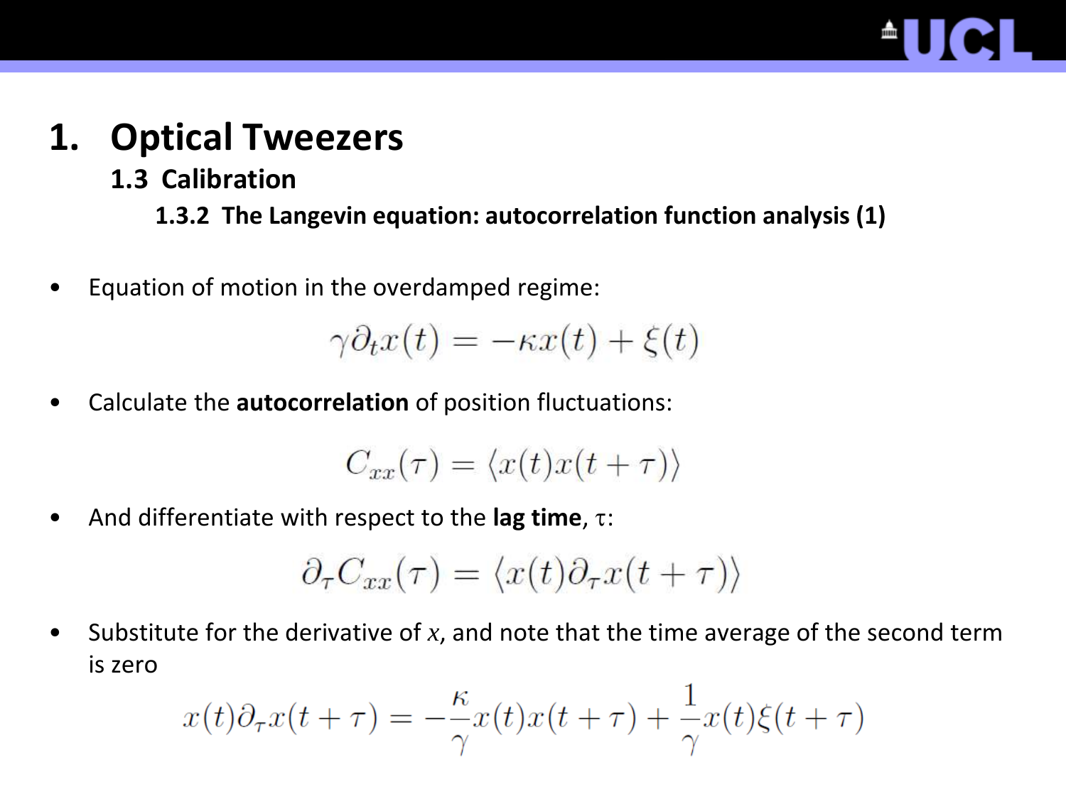# 1. Optical Tweezers

## 1.3 Calibration

### 1.3.2 The Langevin equation: autocorrelation function analysis (1)

- Equation of motion in the overdamped regime:

$$\gamma \partial_t x(t) = -\kappa x(t) + \xi(t)$$

- Calculate the **autocorrelation** of position fluctuations:

$$C_{xx}(\tau) = \langle x(t) x(t+\tau) \rangle$$

- And differentiate with respect to the **lag time**, $\tau$:

$$\partial_\tau C_{xx}(\tau) = \langle x(t) \partial_\tau x(t+\tau) \rangle$$

- Substitute for the derivative of $x$, and note that the time average of the second term is zero

$$x(t)\partial_\tau x(t+\tau) = -\frac{\kappa}{\gamma} x(t) x(t+\tau) + \frac{1}{\gamma} x(t) \xi(t+\tau)$$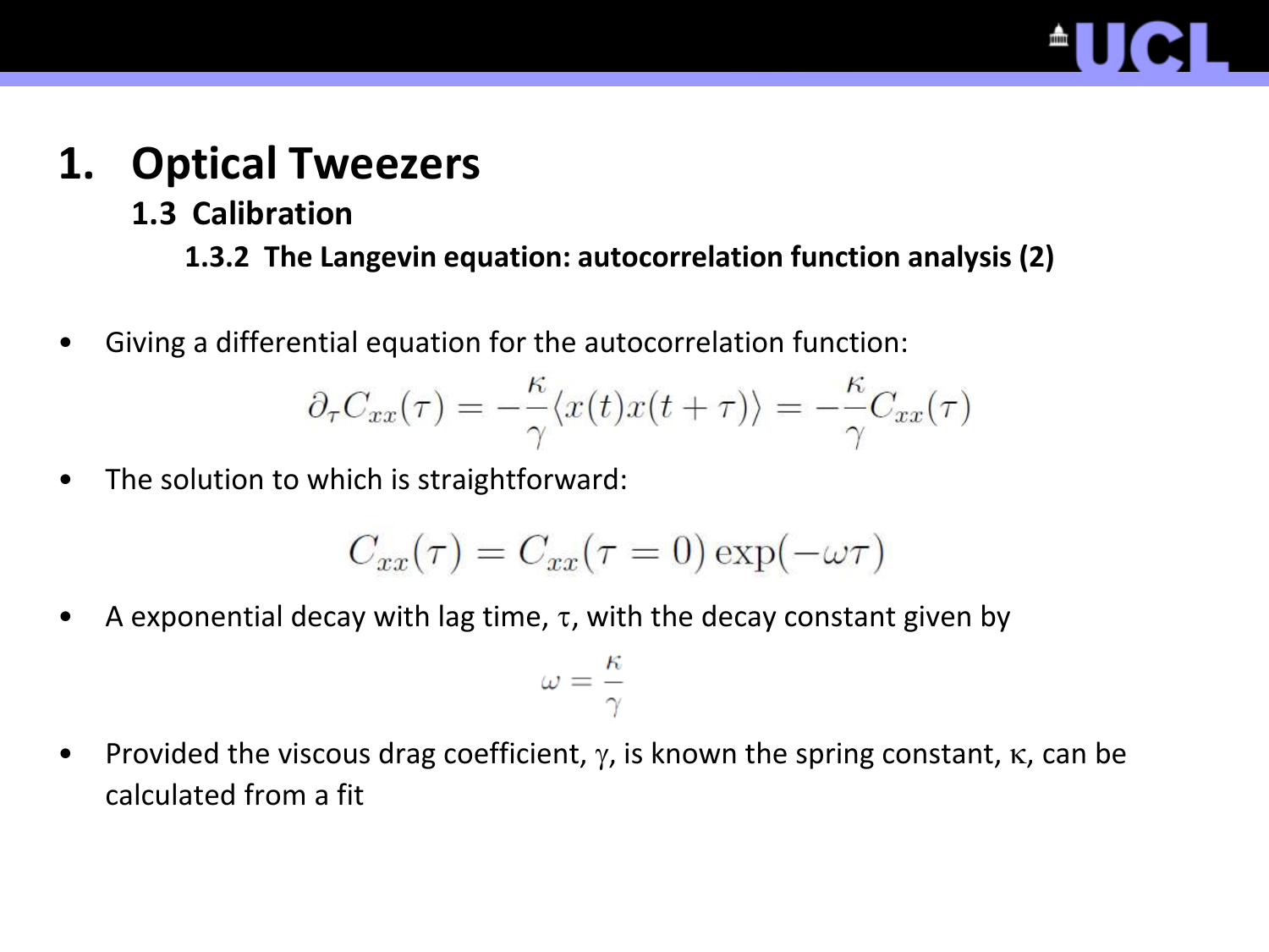# 1. Optical Tweezers

## 1.3 Calibration

### 1.3.2 The Langevin equation: autocorrelation function analysis (2)

- Giving a differential equation for the autocorrelation function:

$$\partial_\tau C_{xx}(\tau) = -\frac{\kappa}{\gamma}\langle x(t)x(t+\tau)\rangle = -\frac{\kappa}{\gamma}C_{xx}(\tau)$$

- The solution to which is straightforward:

$$C_{xx}(\tau) = C_{xx}(\tau = 0)\exp(-\omega\tau)$$

- A exponential decay with lag time, $\tau$, with the decay constant given by

$$\omega = \frac{\kappa}{\gamma}$$

- Provided the viscous drag coefficient, $\gamma$, is known the spring constant, $\kappa$, can be calculated from a fit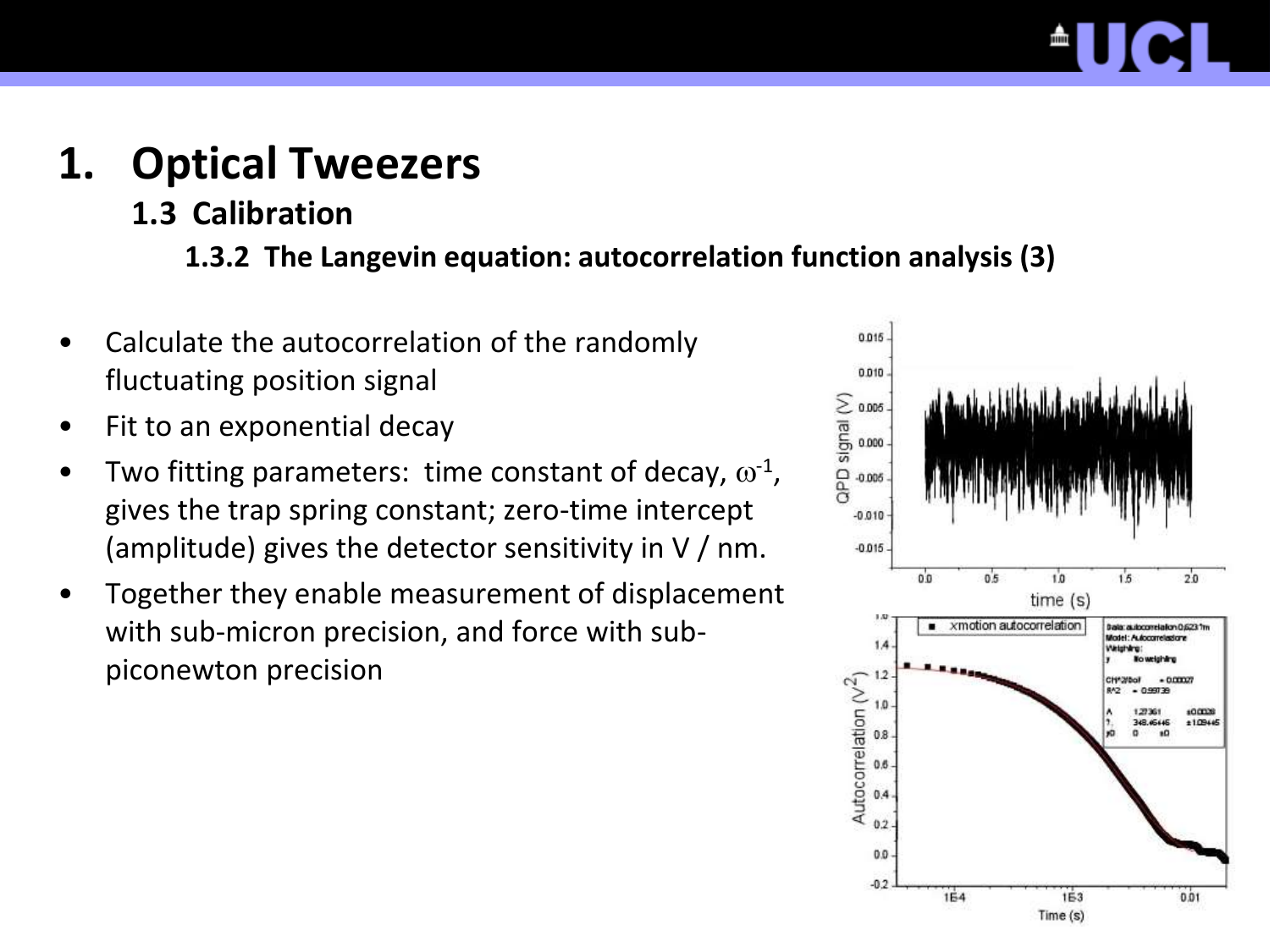# 1. Optical Tweezers

## 1.3 Calibration

### 1.3.2 The Langevin equation: autocorrelation function analysis (3)

- Calculate the autocorrelation of the randomly fluctuating position signal
- Fit to an exponential decay
- Two fitting parameters: time constant of decay, $\omega^{-1}$, gives the trap spring constant; zero-time intercept (amplitude) gives the detector sensitivity in V / nm.
- Together they enable measurement of displacement with sub-micron precision, and force with sub-piconewton precision

QPD signal (V)
0.015
0.010
0.005
0.000
-0.005
-0.010
-0.015
0.0
0.5
1.0
1.5
2.0
time (s)

xmotion autocorrelation
Data: autocorrelation0623 1m
Model: Autocorrelation
Weighting:
y No weighting
Chi^2/DoF = 0.00027
R^2 = 0.99739
A 1.27361 ±0.0028
τ 348.45446 ±1.09445
y0 0 ±0
Autocorrelation ($V^2$)
1.4
1.2
1.0
0.8
0.6
0.4
0.2
0.0
-0.2
1E-4
1E-3
0.01
Time (s)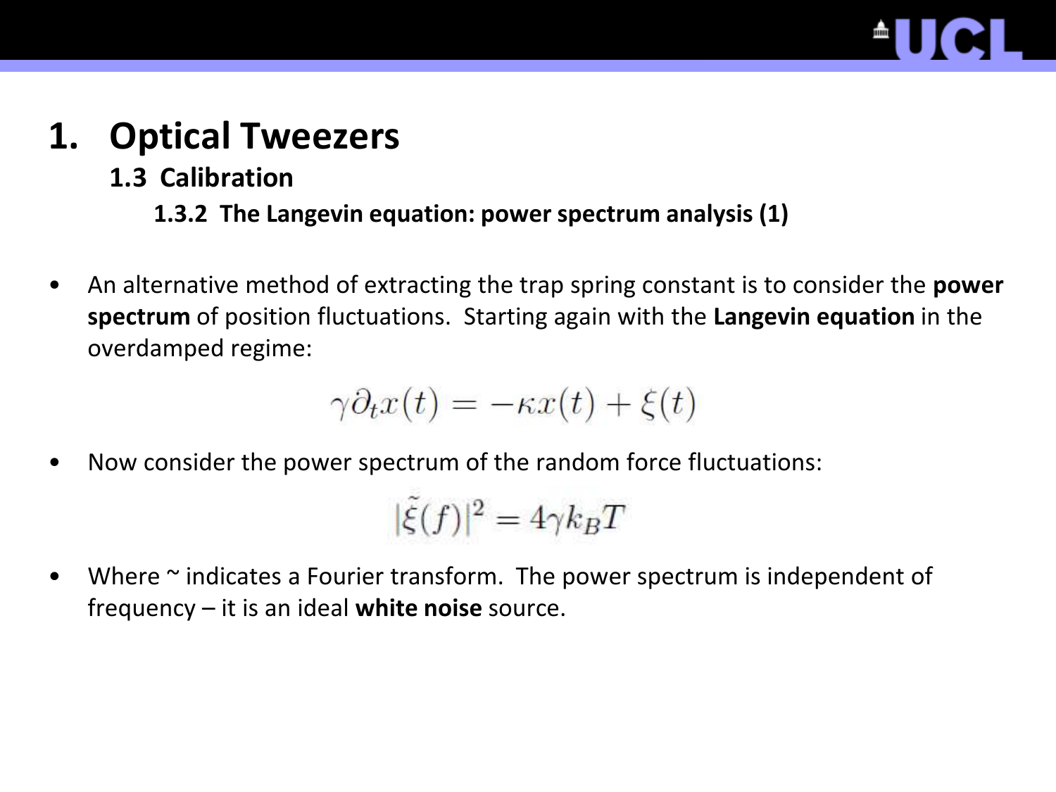# 1. Optical Tweezers

## 1.3 Calibration

### 1.3.2 The Langevin equation: power spectrum analysis (1)

- An alternative method of extracting the trap spring constant is to consider the **power spectrum** of position fluctuations. Starting again with the **Langevin equation** in the overdamped regime:

$$\gamma \partial_t x(t) = -\kappa x(t) + \xi(t)$$

- Now consider the power spectrum of the random force fluctuations:

$$|\tilde{\xi}(f)|^2 = 4\gamma k_B T$$

- Where ~ indicates a Fourier transform. The power spectrum is independent of frequency – it is an ideal **white noise** source.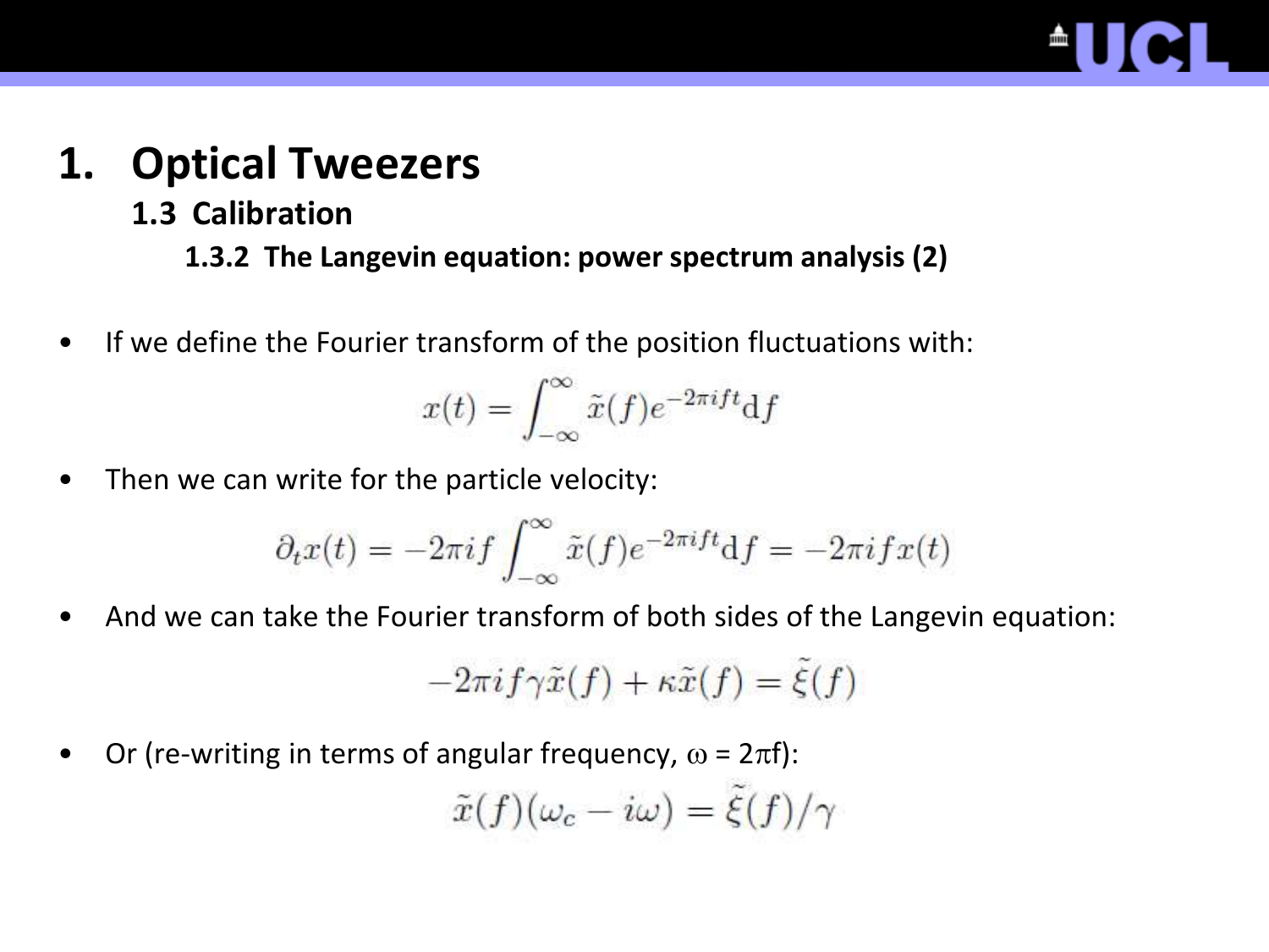# 1. Optical Tweezers

## 1.3 Calibration

### 1.3.2 The Langevin equation: power spectrum analysis (2)

- If we define the Fourier transform of the position fluctuations with:

$$x(t) = \int_{-\infty}^{\infty} \tilde{x}(f) e^{-2\pi i f t} \mathrm{d}f$$

- Then we can write for the particle velocity:

$$\partial_t x(t) = -2\pi i f \int_{-\infty}^{\infty} \tilde{x}(f) e^{-2\pi i f t} \mathrm{d}f = -2\pi i f x(t)$$

- And we can take the Fourier transform of both sides of the Langevin equation:

$$-2\pi i f \gamma \tilde{x}(f) + \kappa \tilde{x}(f) = \tilde{\xi}(f)$$

- Or (re-writing in terms of angular frequency, $\omega = 2\pi f$):

$$\tilde{x}(f)(\omega_c - i\omega) = \tilde{\xi}(f)/\gamma$$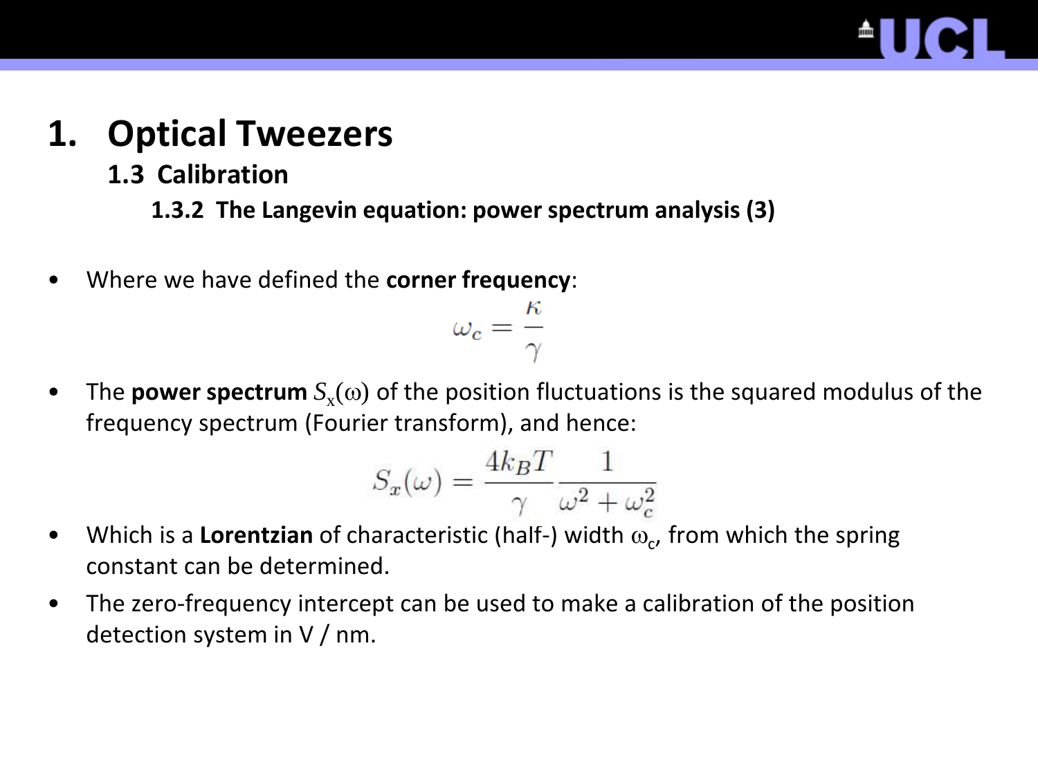# 1. Optical Tweezers

## 1.3 Calibration

### 1.3.2 The Langevin equation: power spectrum analysis (3)

- Where we have defined the **corner frequency**:

$$\omega_c = \frac{\kappa}{\gamma}$$

- The **power spectrum** $S_x(\omega)$ of the position fluctuations is the squared modulus of the frequency spectrum (Fourier transform), and hence:

$$S_x(\omega) = \frac{4k_BT}{\gamma}\frac{1}{\omega^2 + \omega_c^2}$$

- Which is a **Lorentzian** of characteristic (half-) width $\omega_c$, from which the spring constant can be determined.
- The zero-frequency intercept can be used to make a calibration of the position detection system in V / nm.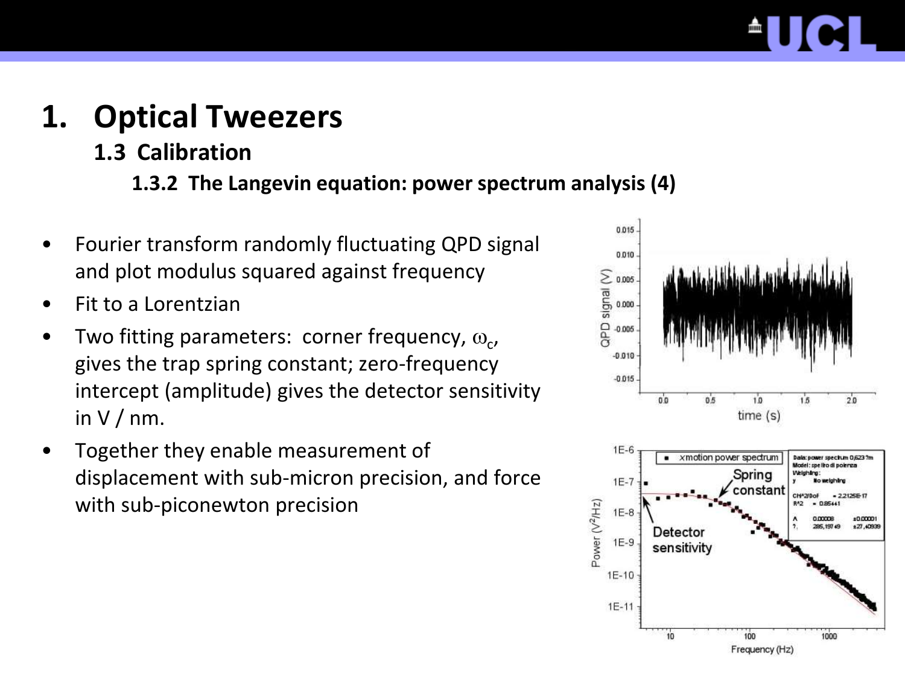# 1. Optical Tweezers

## 1.3 Calibration

### 1.3.2 The Langevin equation: power spectrum analysis (4)

- Fourier transform randomly fluctuating QPD signal and plot modulus squared against frequency
- Fit to a Lorentzian
- Two fitting parameters: corner frequency, $\omega_c$, gives the trap spring constant; zero-frequency intercept (amplitude) gives the detector sensitivity in V / nm.
- Together they enable measurement of displacement with sub-micron precision, and force with sub-piconewton precision

QPD signal (V)

0.015
0.010
0.005
0.000
-0.005
-0.010
-0.015

0.0
0.5
1.0
1.5
2.0

time (s)

Power ($V^2$/Hz)

1E-6
1E-7
1E-8
1E-9
1E-10
1E-11

10
100
1000

Frequency (Hz)

xmotion power spectrum

Spring constant

Detector sensitivity

Data: power spectrum 0,6237m
Model: spettro di potenza
Weighting:
y No weighting

Chi^2/DoF = 2.2125E-17
R^2 = 0.85441

A 0.00008 ±0.00001
?, 295,19749 ±27,40939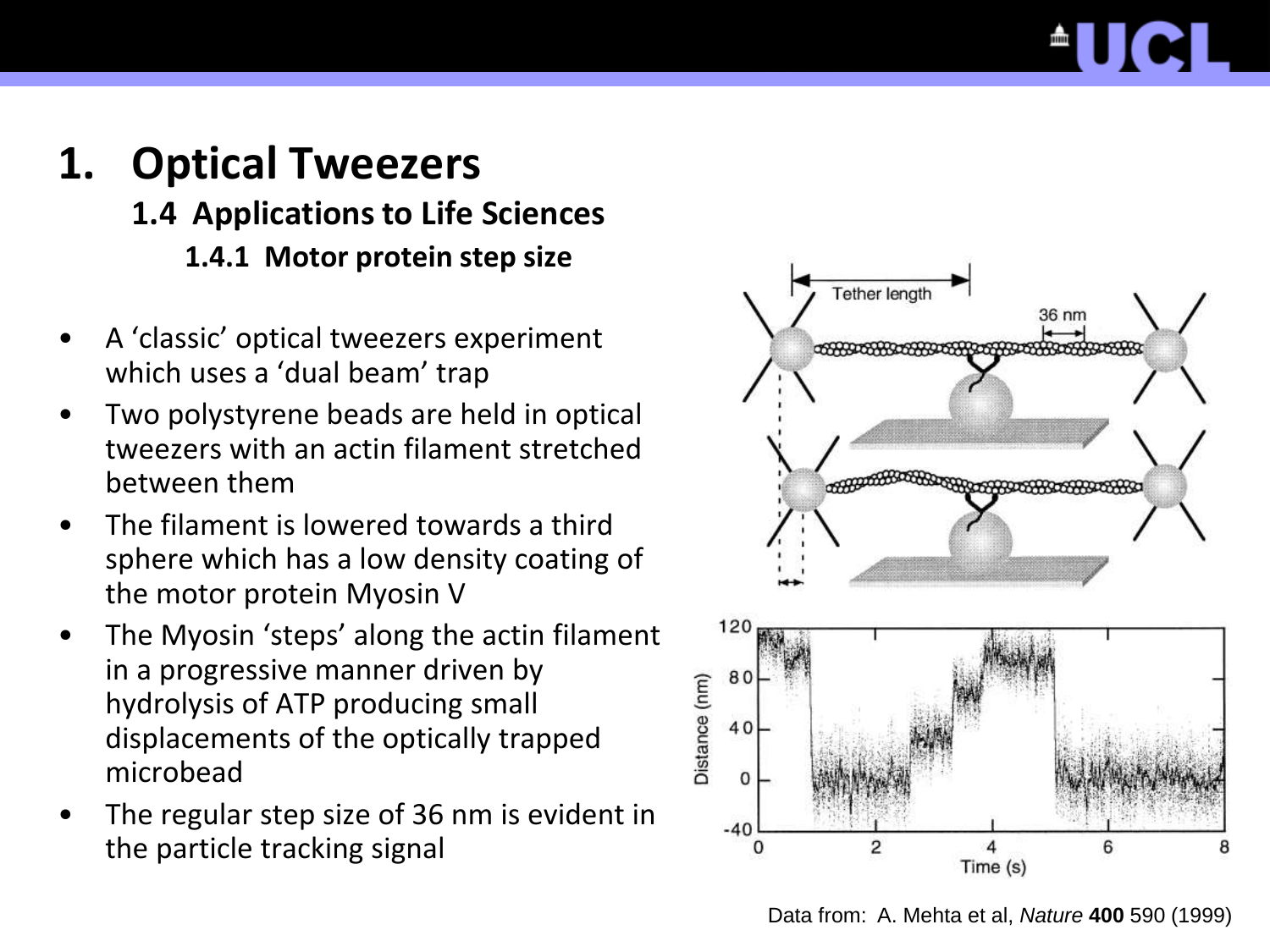# 1. Optical Tweezers

## 1.4 Applications to Life Sciences

### 1.4.1 Motor protein step size

- A 'classic' optical tweezers experiment which uses a 'dual beam' trap
- Two polystyrene beads are held in optical tweezers with an actin filament stretched between them
- The filament is lowered towards a third sphere which has a low density coating of the motor protein Myosin V
- The Myosin 'steps' along the actin filament in a progressive manner driven by hydrolysis of ATP producing small displacements of the optically trapped microbead
- The regular step size of 36 nm is evident in the particle tracking signal

Tether length

36 nm

Distance (nm)

120
80
40
0
-40

0
2
4
6
8

Time (s)

Data from: A. Mehta et al, *Nature* **400** 590 (1999)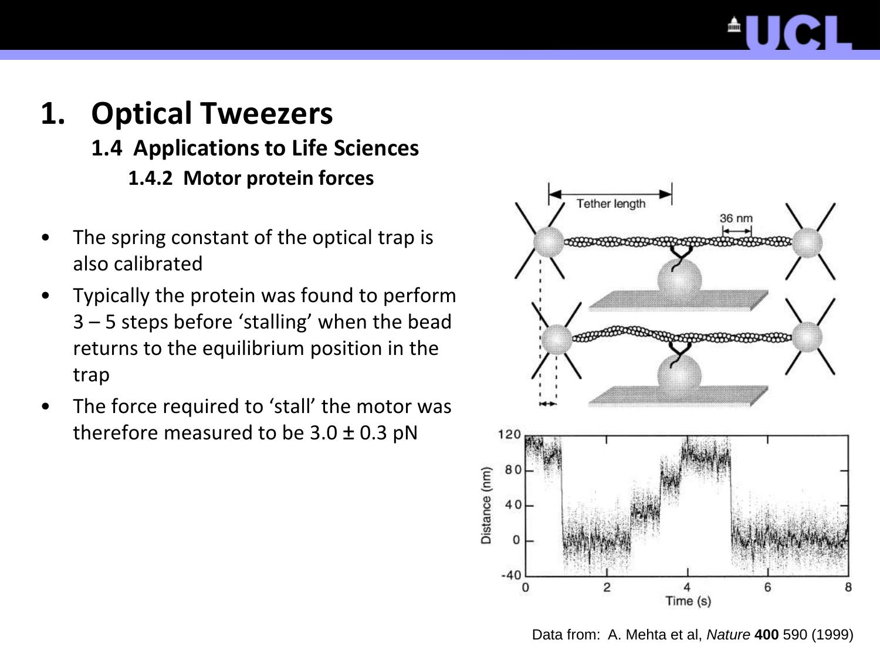# 1. Optical Tweezers

## 1.4 Applications to Life Sciences

### 1.4.2 Motor protein forces

- The spring constant of the optical trap is also calibrated
- Typically the protein was found to perform 3 – 5 steps before 'stalling' when the bead returns to the equilibrium position in the trap
- The force required to 'stall' the motor was therefore measured to be 3.0 ± 0.3 pN

Tether length

36 nm

120

80

40

0

-40

Distance (nm)

0

2

4

6

8

Time (s)

Data from: A. Mehta et al, *Nature* **400** 590 (1999)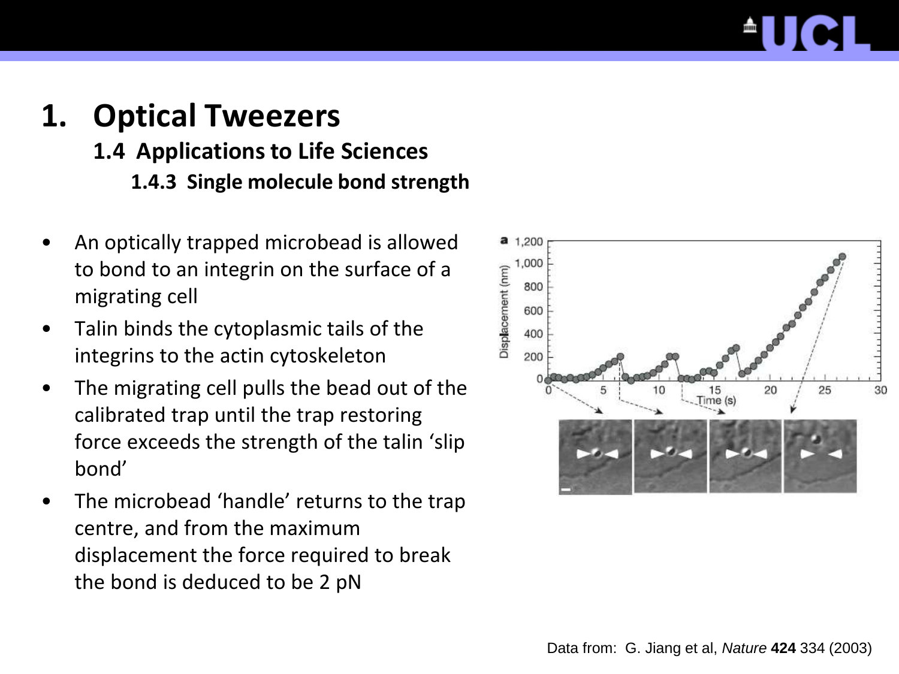# 1. Optical Tweezers

## 1.4 Applications to Life Sciences

### 1.4.3 Single molecule bond strength

- An optically trapped microbead is allowed to bond to an integrin on the surface of a migrating cell
- Talin binds the cytoplasmic tails of the integrins to the actin cytoskeleton
- The migrating cell pulls the bead out of the calibrated trap until the trap restoring force exceeds the strength of the talin 'slip bond'
- The microbead 'handle' returns to the trap centre, and from the maximum displacement the force required to break the bond is deduced to be 2 pN

a

Displacement (nm)

1,200
1,000
800
600
400
200
0

Time (s)

0
5
10
15
20
25
30

Data from: G. Jiang et al, *Nature* **424** 334 (2003)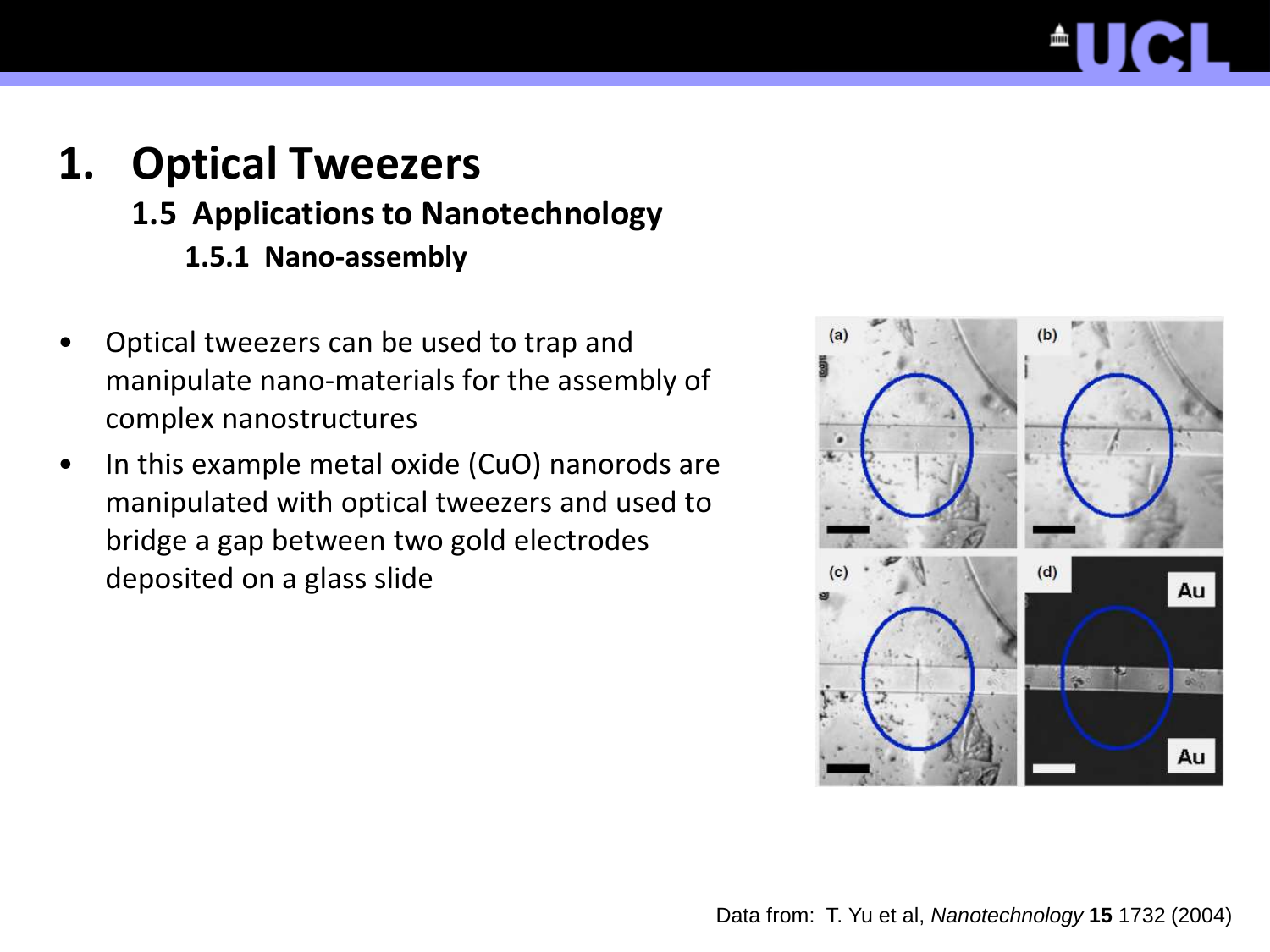# 1. Optical Tweezers

## 1.5 Applications to Nanotechnology

### 1.5.1 Nano-assembly

- Optical tweezers can be used to trap and manipulate nano-materials for the assembly of complex nanostructures
- In this example metal oxide (CuO) nanorods are manipulated with optical tweezers and used to bridge a gap between two gold electrodes deposited on a glass slide

(a) (b) (c) (d) Au Au

Data from: T. Yu et al, *Nanotechnology* **15** 1732 (2004)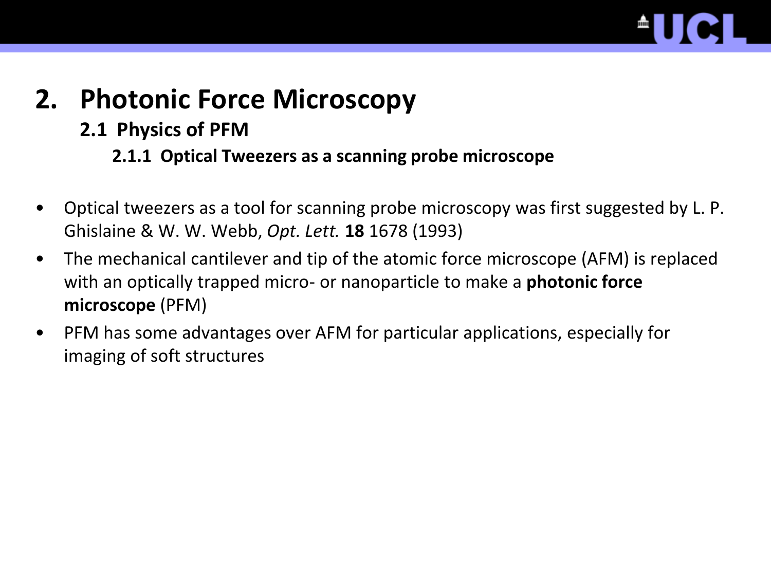# 2. Photonic Force Microscopy

## 2.1 Physics of PFM

### 2.1.1 Optical Tweezers as a scanning probe microscope

- Optical tweezers as a tool for scanning probe microscopy was first suggested by L. P. Ghislaine & W. W. Webb, *Opt. Lett.* **18** 1678 (1993)
- The mechanical cantilever and tip of the atomic force microscope (AFM) is replaced with an optically trapped micro- or nanoparticle to make a **photonic force microscope** (PFM)
- PFM has some advantages over AFM for particular applications, especially for imaging of soft structures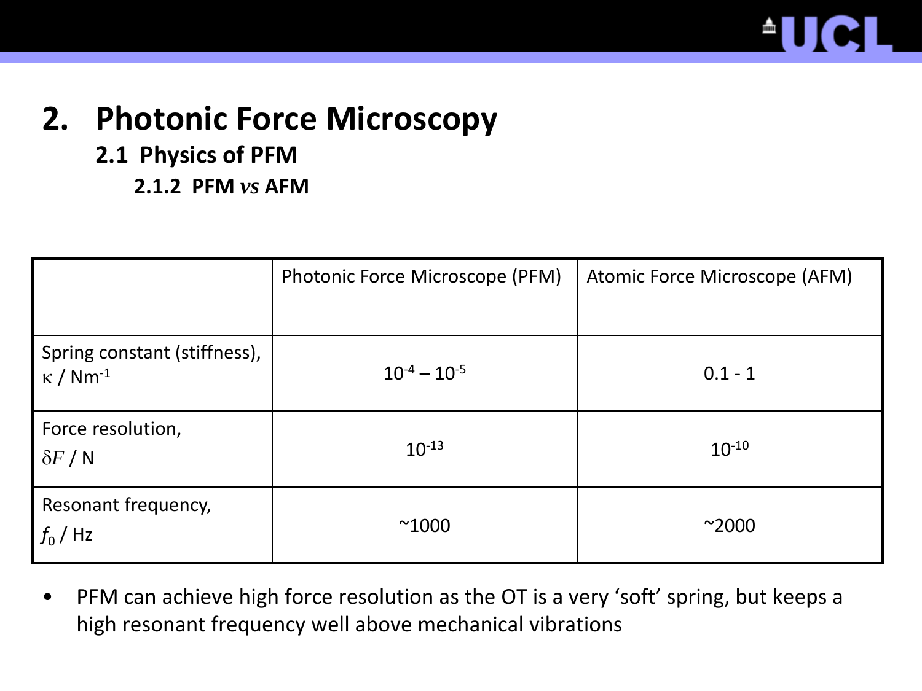# 2. Photonic Force Microscopy

## 2.1 Physics of PFM

### 2.1.2 PFM *vs* AFM

| | Photonic Force Microscope (PFM) | Atomic Force Microscope (AFM) |
|---|---|---|
| Spring constant (stiffness), $\kappa$ / $Nm^{-1}$ | $10^{-4} - 10^{-5}$ | 0.1 - 1 |
| Force resolution, $\delta F$ / N | $10^{-13}$ | $10^{-10}$ |
| Resonant frequency, $f_0$ / Hz | ~1000 | ~2000 |

- PFM can achieve high force resolution as the OT is a very 'soft' spring, but keeps a high resonant frequency well above mechanical vibrations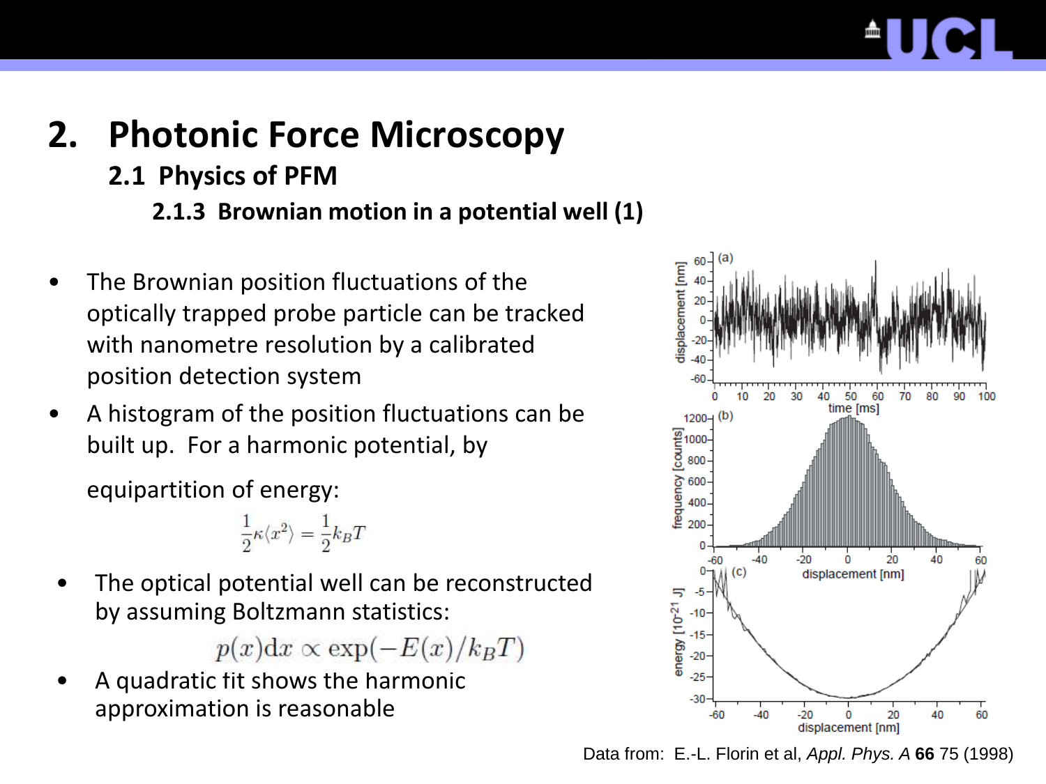# 2. Photonic Force Microscopy

## 2.1 Physics of PFM

### 2.1.3 Brownian motion in a potential well (1)

- The Brownian position fluctuations of the optically trapped probe particle can be tracked with nanometre resolution by a calibrated position detection system
- A histogram of the position fluctuations can be built up. For a harmonic potential, by equipartition of energy:

$$\frac{1}{2}\kappa\langle x^2\rangle = \frac{1}{2}k_B T$$

- The optical potential well can be reconstructed by assuming Boltzmann statistics:

$$p(x)\mathrm{d}x \propto \exp(-E(x)/k_B T)$$

- A quadratic fit shows the harmonic approximation is reasonable

(a)
displacement [nm]
60
40
20
0
-20
-40
-60
time [ms]
0 10 20 30 40 50 60 70 80 90 100

(b)
frequency [counts]
1200
1000
800
600
400
200
0
displacement [nm]
-60 -40 -20 0 20 40 60

(c)
energy [$10^{-21}$ J]
0
-5
-10
-15
-20
-25
-30
displacement [nm]
-60 -40 -20 0 20 40 60

Data from: E.-L. Florin et al, *Appl. Phys. A* **66** 75 (1998)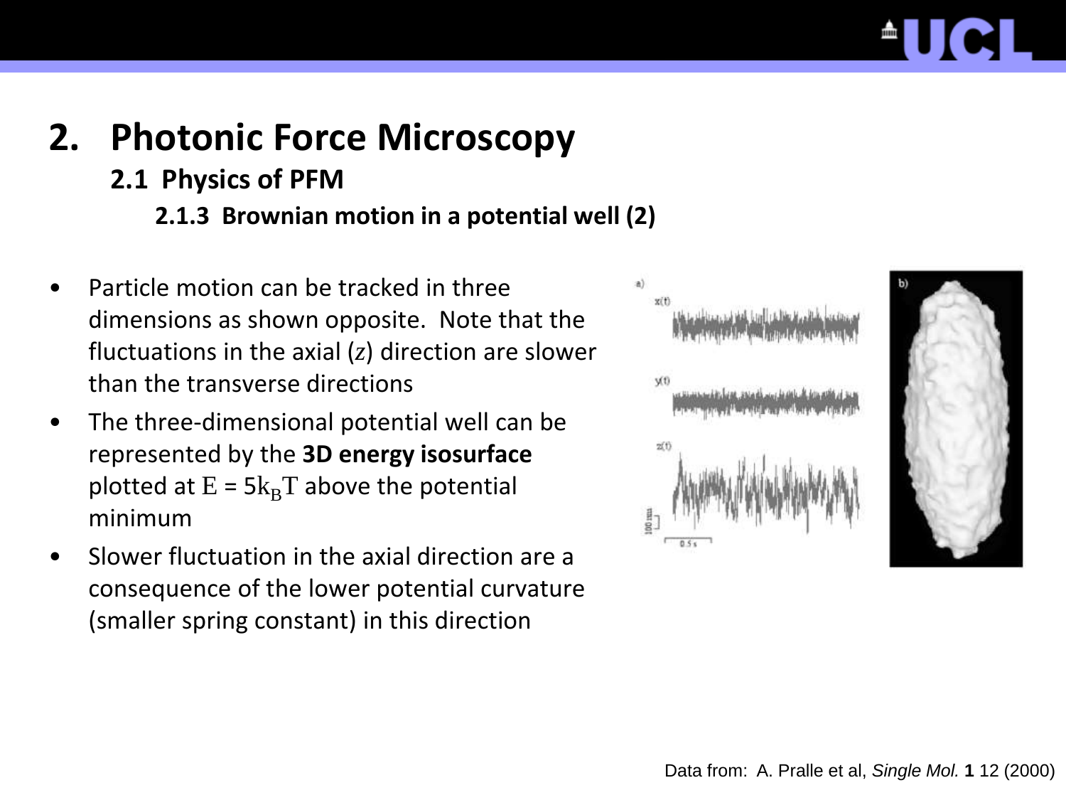# 2. Photonic Force Microscopy

## 2.1 Physics of PFM

### 2.1.3 Brownian motion in a potential well (2)

- Particle motion can be tracked in three dimensions as shown opposite. Note that the fluctuations in the axial ($z$) direction are slower than the transverse directions
- The three-dimensional potential well can be represented by the **3D energy isosurface** plotted at $E = 5k_BT$ above the potential minimum
- Slower fluctuation in the axial direction are a consequence of the lower potential curvature (smaller spring constant) in this direction

a)
x(t)
y(t)
z(t)
100 nm
0.5 s

b)

Data from: A. Pralle et al, *Single Mol.* **1** 12 (2000)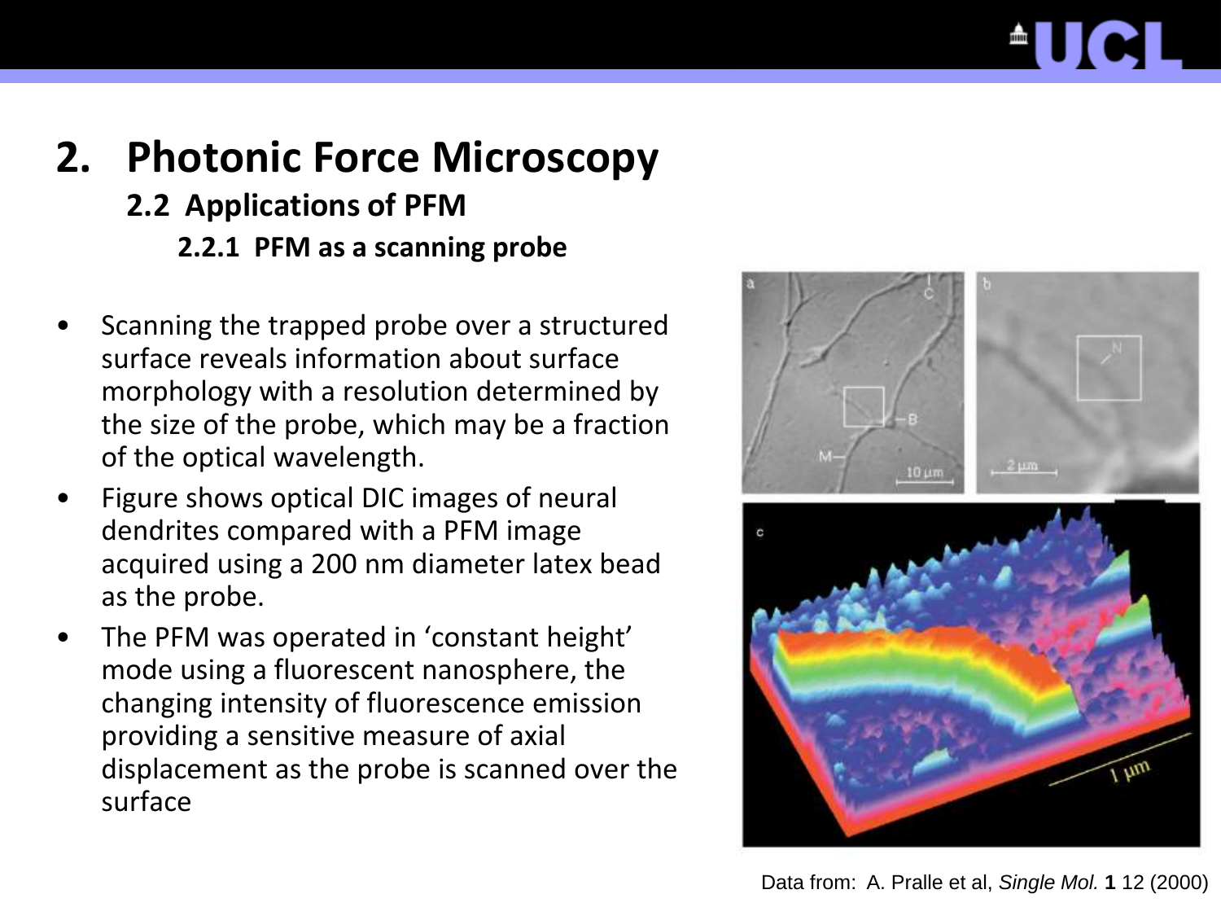# 2. Photonic Force Microscopy

## 2.2 Applications of PFM

### 2.2.1 PFM as a scanning probe

- Scanning the trapped probe over a structured surface reveals information about surface morphology with a resolution determined by the size of the probe, which may be a fraction of the optical wavelength.
- Figure shows optical DIC images of neural dendrites compared with a PFM image acquired using a 200 nm diameter latex bead as the probe.
- The PFM was operated in 'constant height' mode using a fluorescent nanosphere, the changing intensity of fluorescence emission providing a sensitive measure of axial displacement as the probe is scanned over the surface

a

C

B

M

10 μm

b

N

2 μm

c

1 μm

Data from: A. Pralle et al, *Single Mol.* **1** 12 (2000)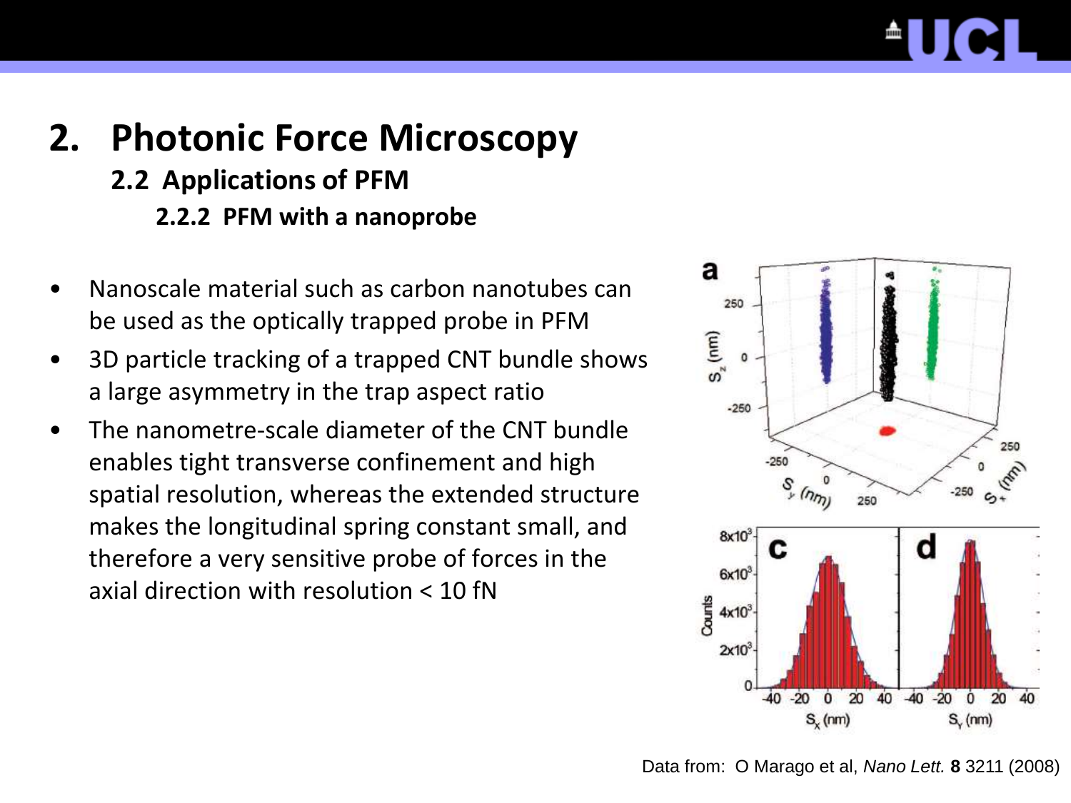# 2. Photonic Force Microscopy

## 2.2 Applications of PFM

### 2.2.2 PFM with a nanoprobe

- Nanoscale material such as carbon nanotubes can be used as the optically trapped probe in PFM
- 3D particle tracking of a trapped CNT bundle shows a large asymmetry in the trap aspect ratio
- The nanometre-scale diameter of the CNT bundle enables tight transverse confinement and high spatial resolution, whereas the extended structure makes the longitudinal spring constant small, and therefore a very sensitive probe of forces in the axial direction with resolution < 10 fN

a

$S_z$ (nm)

250

0

-250

-250

0

250

$S_y$ (nm)

250

0

-250

$S_x$ (nm)

c

d

Counts

8x10³

6x10³

4x10³

2x10³

0

-40 -20 0 20 40

$S_x$ (nm)

-40 -20 0 20 40

$S_y$ (nm)

Data from: O Marago et al, *Nano Lett.* **8** 3211 (2008)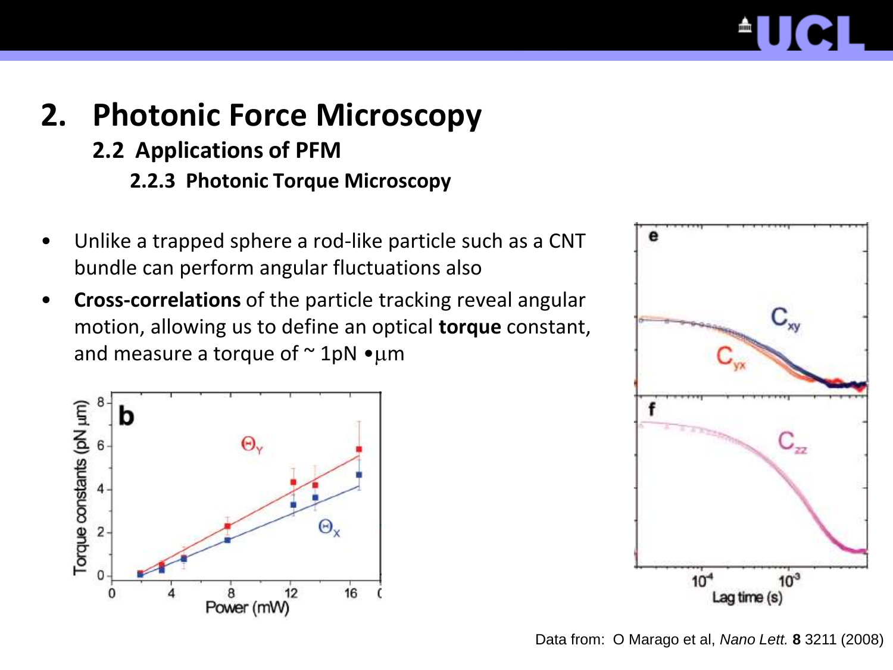# 2. Photonic Force Microscopy

## 2.2 Applications of PFM

### 2.2.3 Photonic Torque Microscopy

- Unlike a trapped sphere a rod-like particle such as a CNT bundle can perform angular fluctuations also
- **Cross-correlations** of the particle tracking reveal angular motion, allowing us to define an optical **torque** constant, and measure a torque of ~ 1pN •μm

b

Torque constants (pN μm)

Power (mW)

0 4 8 12 16

0 2 4 6 8

$\Theta_Y$

$\Theta_X$

e

$C_{xy}$

$C_{yx}$

f

$C_{zz}$

$10^{-4}$ $10^{-3}$

Lag time (s)

Data from: O Marago et al, *Nano Lett.* **8** 3211 (2008)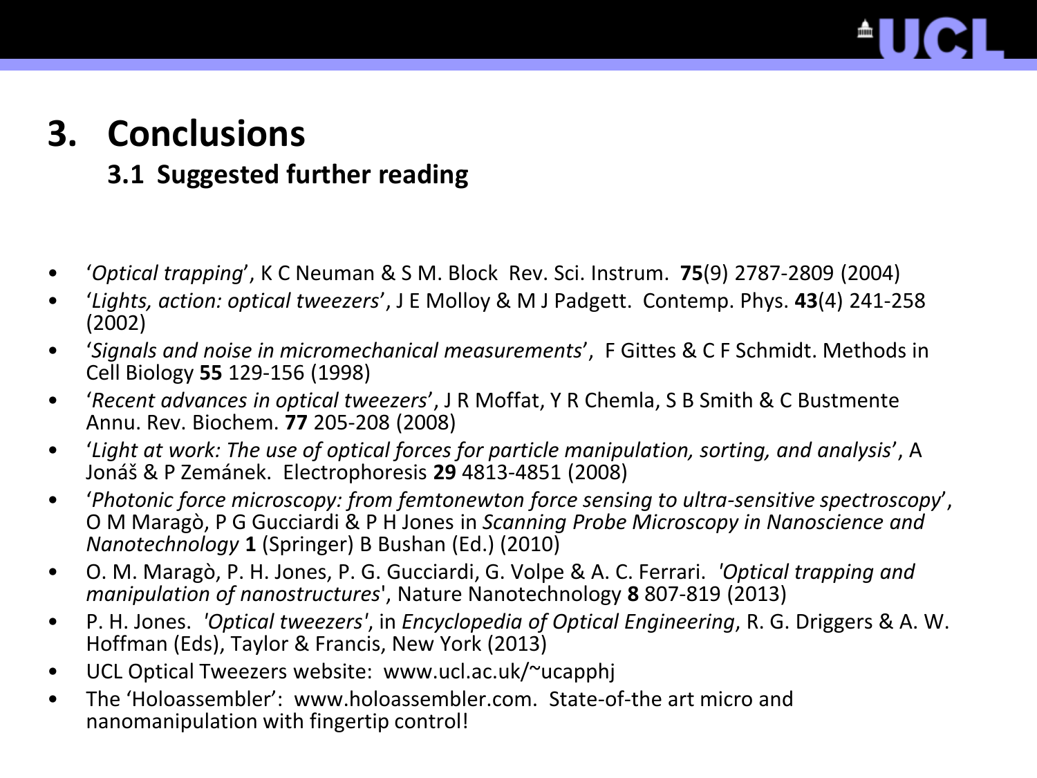# 3. Conclusions

## 3.1 Suggested further reading

- '*Optical trapping*', K C Neuman & S M. Block Rev. Sci. Instrum. **75**(9) 2787-2809 (2004)
- '*Lights, action: optical tweezers*', J E Molloy & M J Padgett. Contemp. Phys. **43**(4) 241-258 (2002)
- '*Signals and noise in micromechanical measurements*', F Gittes & C F Schmidt. Methods in Cell Biology **55** 129-156 (1998)
- '*Recent advances in optical tweezers*', J R Moffat, Y R Chemla, S B Smith & C Bustmente Annu. Rev. Biochem. **77** 205-208 (2008)
- '*Light at work: The use of optical forces for particle manipulation, sorting, and analysis*', A Jonáš & P Zemánek. Electrophoresis **29** 4813-4851 (2008)
- '*Photonic force microscopy: from femtonewton force sensing to ultra-sensitive spectroscopy*', O M Maragò, P G Gucciardi & P H Jones in *Scanning Probe Microscopy in Nanoscience and Nanotechnology* **1** (Springer) B Bushan (Ed.) (2010)
- O. M. Maragò, P. H. Jones, P. G. Gucciardi, G. Volpe & A. C. Ferrari. *'Optical trapping and manipulation of nanostructures*', Nature Nanotechnology **8** 807-819 (2013)
- P. H. Jones. *'Optical tweezers'*, in *Encyclopedia of Optical Engineering*, R. G. Driggers & A. W. Hoffman (Eds), Taylor & Francis, New York (2013)
- UCL Optical Tweezers website: www.ucl.ac.uk/~ucapphj
- The 'Holoassembler': www.holoassembler.com. State-of-the art micro and nanomanipulation with fingertip control!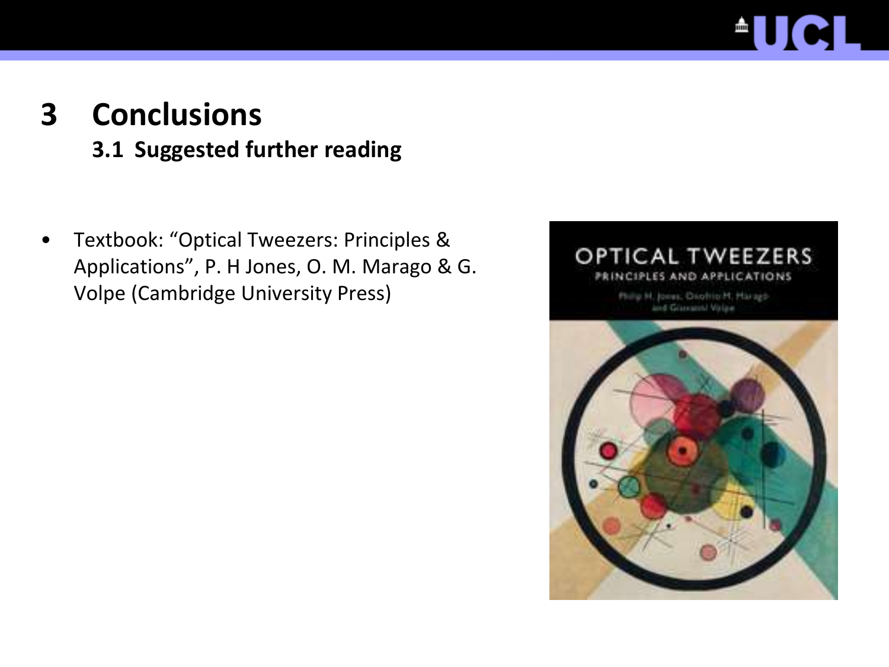# 3 Conclusions

## 3.1 Suggested further reading

- Textbook: “Optical Tweezers: Principles & Applications”, P. H Jones, O. M. Marago & G. Volpe (Cambridge University Press)